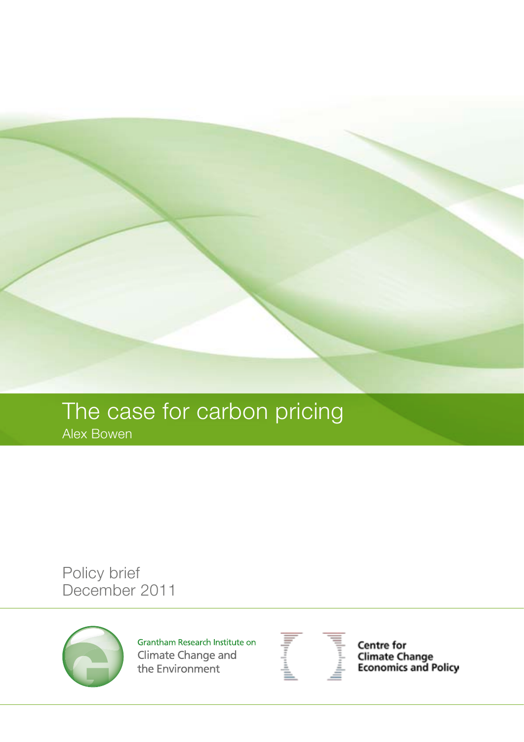# The case for carbon pricing

Alex Bowen

Policy brief
December 2011

Grantham Research Institute on
Climate Change and
the Environment

Centre for
Climate Change
Economics and Policy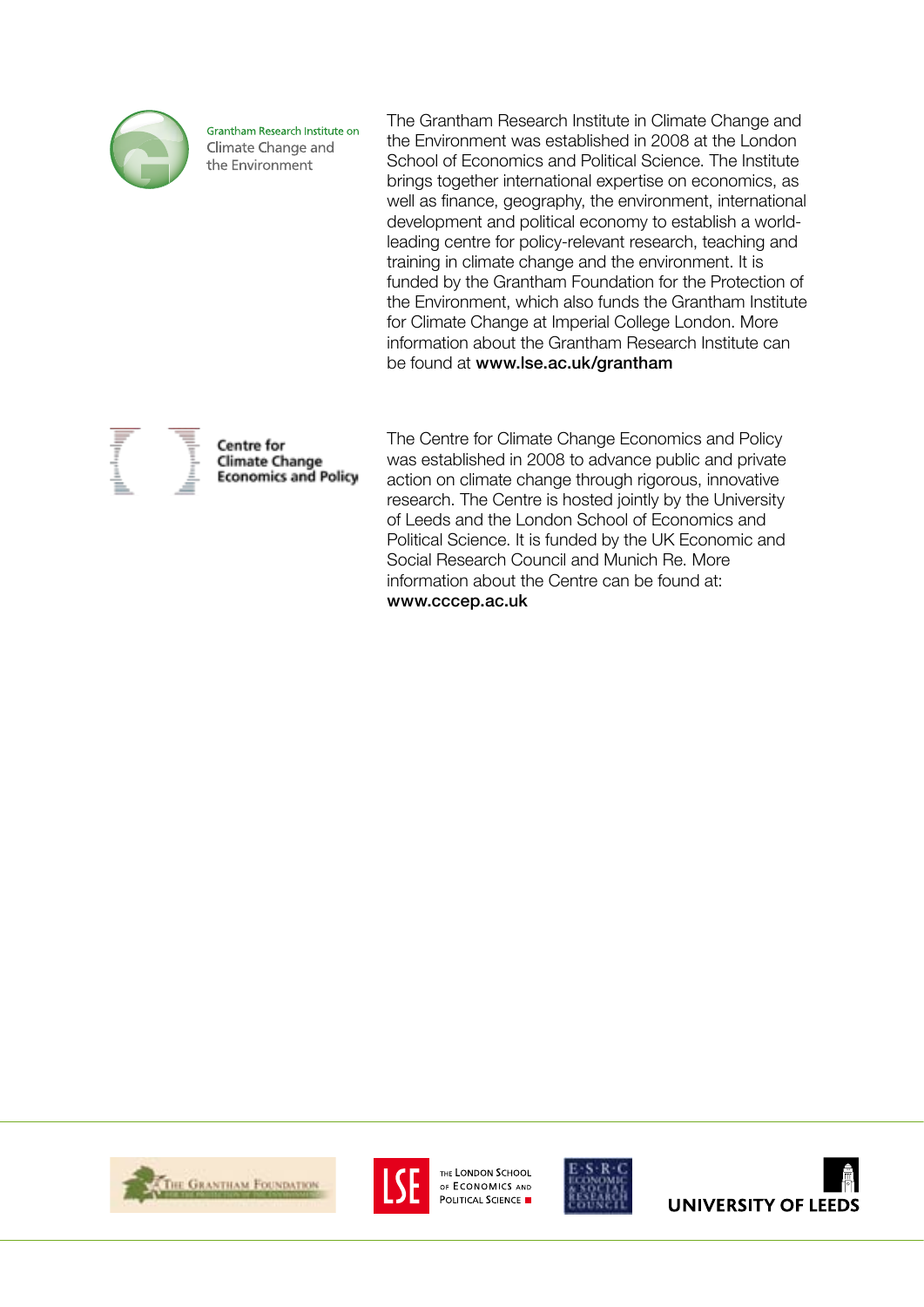Grantham Research Institute on Climate Change and the Environment

The Grantham Research Institute in Climate Change and the Environment was established in 2008 at the London School of Economics and Political Science. The Institute brings together international expertise on economics, as well as finance, geography, the environment, international development and political economy to establish a world-leading centre for policy-relevant research, teaching and training in climate change and the environment. It is funded by the Grantham Foundation for the Protection of the Environment, which also funds the Grantham Institute for Climate Change at Imperial College London. More information about the Grantham Research Institute can be found at **www.lse.ac.uk/grantham**

Centre for Climate Change Economics and Policy

The Centre for Climate Change Economics and Policy was established in 2008 to advance public and private action on climate change through rigorous, innovative research. The Centre is hosted jointly by the University of Leeds and the London School of Economics and Political Science. It is funded by the UK Economic and Social Research Council and Munich Re. More information about the Centre can be found at: **www.cccep.ac.uk**

The Grantham Foundation for the Protection of the Environment

The London School of Economics and Political Science

E·S·R·C Economic & Social Research Council

University of Leeds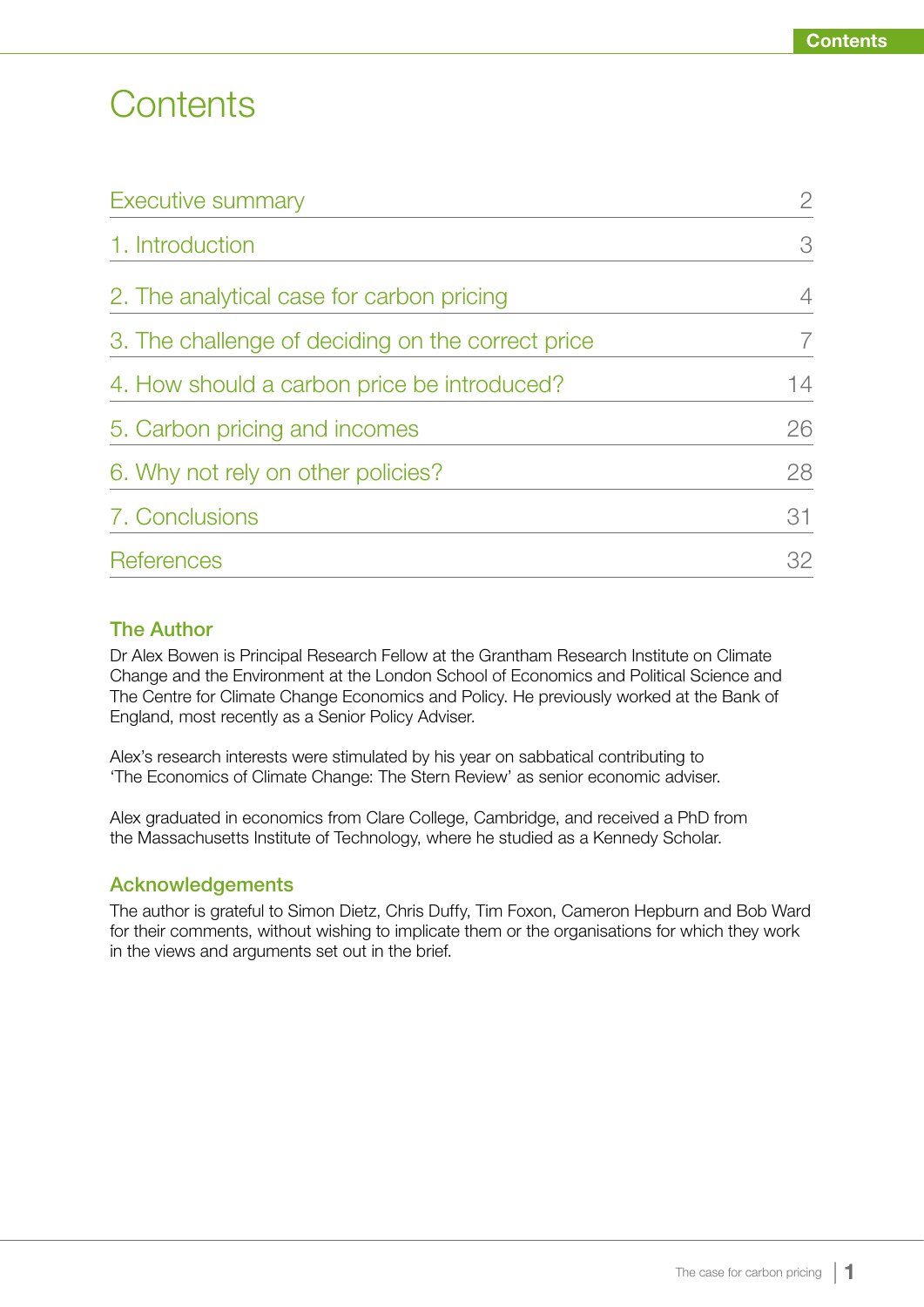# Contents

| | |
|---|---|
| Executive summary | 2 |
| 1. Introduction | 3 |
| 2. The analytical case for carbon pricing | 4 |
| 3. The challenge of deciding on the correct price | 7 |
| 4. How should a carbon price be introduced? | 14 |
| 5. Carbon pricing and incomes | 26 |
| 6. Why not rely on other policies? | 28 |
| 7. Conclusions | 31 |
| References | 32 |

## The Author

Dr Alex Bowen is Principal Research Fellow at the Grantham Research Institute on Climate Change and the Environment at the London School of Economics and Political Science and The Centre for Climate Change Economics and Policy. He previously worked at the Bank of England, most recently as a Senior Policy Adviser.

Alex's research interests were stimulated by his year on sabbatical contributing to 'The Economics of Climate Change: The Stern Review' as senior economic adviser.

Alex graduated in economics from Clare College, Cambridge, and received a PhD from the Massachusetts Institute of Technology, where he studied as a Kennedy Scholar.

## Acknowledgements

The author is grateful to Simon Dietz, Chris Duffy, Tim Foxon, Cameron Hepburn and Bob Ward for their comments, without wishing to implicate them or the organisations for which they work in the views and arguments set out in the brief.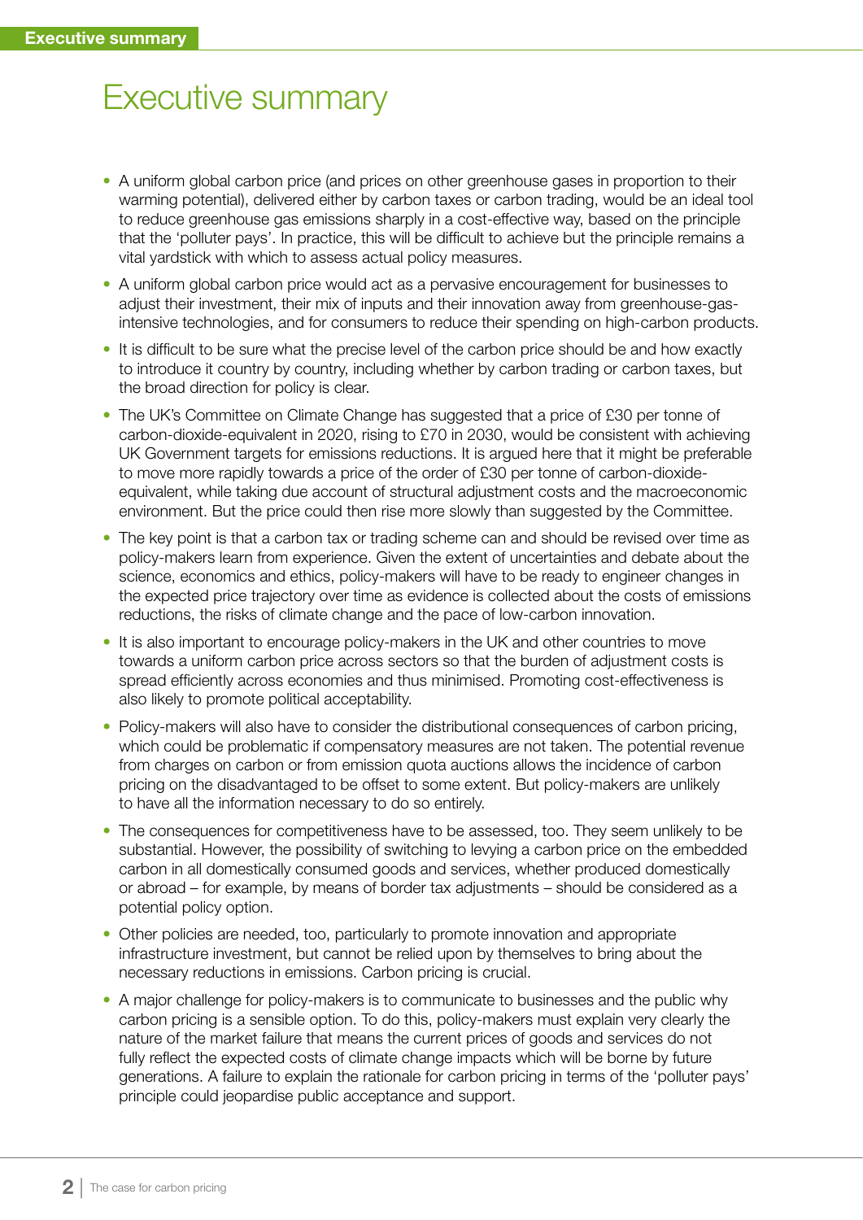# Executive summary

- A uniform global carbon price (and prices on other greenhouse gases in proportion to their warming potential), delivered either by carbon taxes or carbon trading, would be an ideal tool to reduce greenhouse gas emissions sharply in a cost-effective way, based on the principle that the 'polluter pays'. In practice, this will be difficult to achieve but the principle remains a vital yardstick with which to assess actual policy measures.
- A uniform global carbon price would act as a pervasive encouragement for businesses to adjust their investment, their mix of inputs and their innovation away from greenhouse-gas-intensive technologies, and for consumers to reduce their spending on high-carbon products.
- It is difficult to be sure what the precise level of the carbon price should be and how exactly to introduce it country by country, including whether by carbon trading or carbon taxes, but the broad direction for policy is clear.
- The UK's Committee on Climate Change has suggested that a price of £30 per tonne of carbon-dioxide-equivalent in 2020, rising to £70 in 2030, would be consistent with achieving UK Government targets for emissions reductions. It is argued here that it might be preferable to move more rapidly towards a price of the order of £30 per tonne of carbon-dioxide-equivalent, while taking due account of structural adjustment costs and the macroeconomic environment. But the price could then rise more slowly than suggested by the Committee.
- The key point is that a carbon tax or trading scheme can and should be revised over time as policy-makers learn from experience. Given the extent of uncertainties and debate about the science, economics and ethics, policy-makers will have to be ready to engineer changes in the expected price trajectory over time as evidence is collected about the costs of emissions reductions, the risks of climate change and the pace of low-carbon innovation.
- It is also important to encourage policy-makers in the UK and other countries to move towards a uniform carbon price across sectors so that the burden of adjustment costs is spread efficiently across economies and thus minimised. Promoting cost-effectiveness is also likely to promote political acceptability.
- Policy-makers will also have to consider the distributional consequences of carbon pricing, which could be problematic if compensatory measures are not taken. The potential revenue from charges on carbon or from emission quota auctions allows the incidence of carbon pricing on the disadvantaged to be offset to some extent. But policy-makers are unlikely to have all the information necessary to do so entirely.
- The consequences for competitiveness have to be assessed, too. They seem unlikely to be substantial. However, the possibility of switching to levying a carbon price on the embedded carbon in all domestically consumed goods and services, whether produced domestically or abroad – for example, by means of border tax adjustments – should be considered as a potential policy option.
- Other policies are needed, too, particularly to promote innovation and appropriate infrastructure investment, but cannot be relied upon by themselves to bring about the necessary reductions in emissions. Carbon pricing is crucial.
- A major challenge for policy-makers is to communicate to businesses and the public why carbon pricing is a sensible option. To do this, policy-makers must explain very clearly the nature of the market failure that means the current prices of goods and services do not fully reflect the expected costs of climate change impacts which will be borne by future generations. A failure to explain the rationale for carbon pricing in terms of the 'polluter pays' principle could jeopardise public acceptance and support.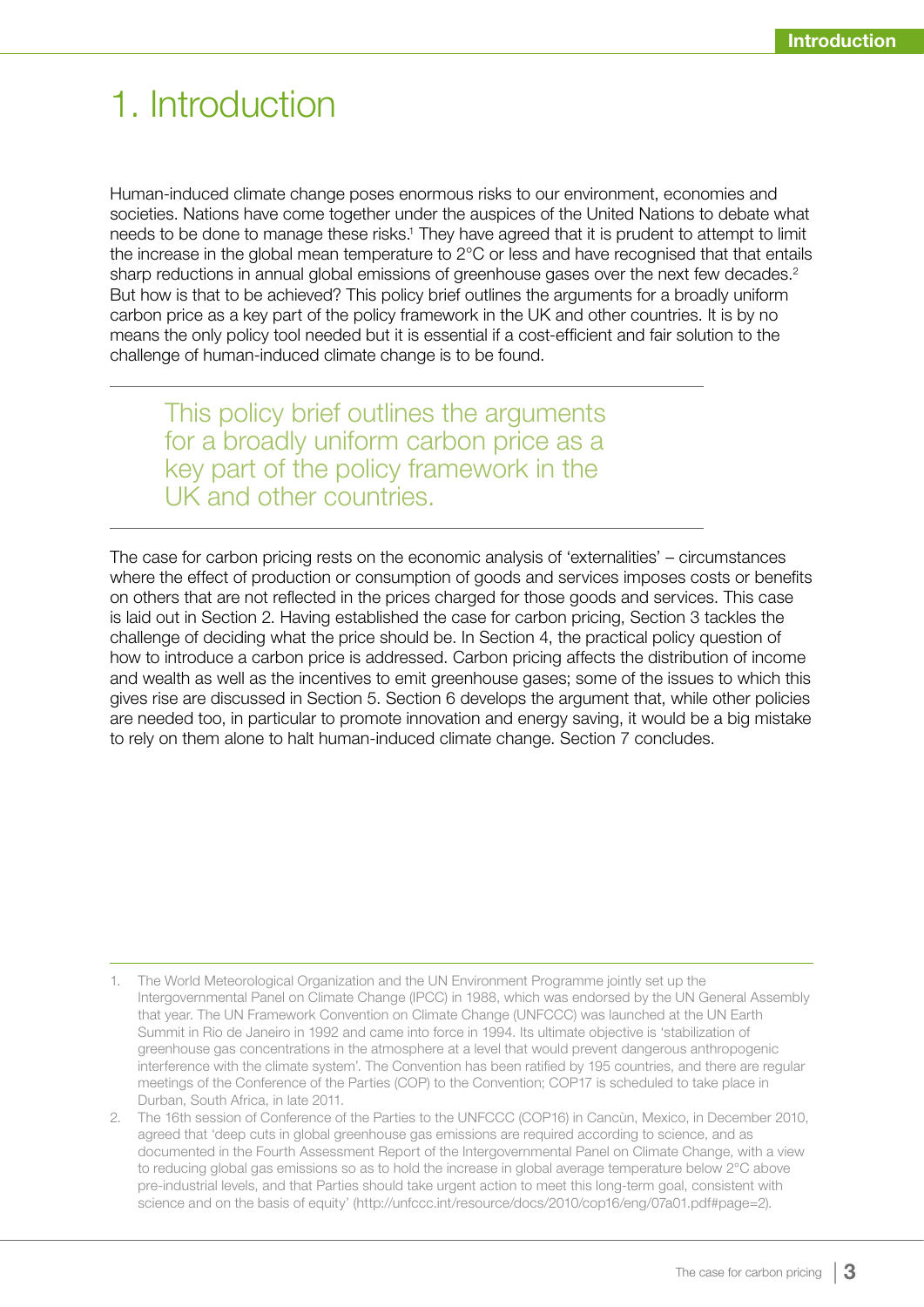# 1. Introduction

Human-induced climate change poses enormous risks to our environment, economies and societies. Nations have come together under the auspices of the United Nations to debate what needs to be done to manage these risks.[1] They have agreed that it is prudent to attempt to limit the increase in the global mean temperature to 2°C or less and have recognised that that entails sharp reductions in annual global emissions of greenhouse gases over the next few decades.[2] But how is that to be achieved? This policy brief outlines the arguments for a broadly uniform carbon price as a key part of the policy framework in the UK and other countries. It is by no means the only policy tool needed but it is essential if a cost-efficient and fair solution to the challenge of human-induced climate change is to be found.

> This policy brief outlines the arguments for a broadly uniform carbon price as a key part of the policy framework in the UK and other countries.

The case for carbon pricing rests on the economic analysis of 'externalities' – circumstances where the effect of production or consumption of goods and services imposes costs or benefits on others that are not reflected in the prices charged for those goods and services. This case is laid out in Section 2. Having established the case for carbon pricing, Section 3 tackles the challenge of deciding what the price should be. In Section 4, the practical policy question of how to introduce a carbon price is addressed. Carbon pricing affects the distribution of income and wealth as well as the incentives to emit greenhouse gases; some of the issues to which this gives rise are discussed in Section 5. Section 6 develops the argument that, while other policies are needed too, in particular to promote innovation and energy saving, it would be a big mistake to rely on them alone to halt human-induced climate change. Section 7 concludes.

---

1. The World Meteorological Organization and the UN Environment Programme jointly set up the Intergovernmental Panel on Climate Change (IPCC) in 1988, which was endorsed by the UN General Assembly that year. The UN Framework Convention on Climate Change (UNFCCC) was launched at the UN Earth Summit in Rio de Janeiro in 1992 and came into force in 1994. Its ultimate objective is 'stabilization of greenhouse gas concentrations in the atmosphere at a level that would prevent dangerous anthropogenic interference with the climate system'. The Convention has been ratified by 195 countries, and there are regular meetings of the Conference of the Parties (COP) to the Convention; COP17 is scheduled to take place in Durban, South Africa, in late 2011.
2. The 16th session of Conference of the Parties to the UNFCCC (COP16) in Cancùn, Mexico, in December 2010, agreed that 'deep cuts in global greenhouse gas emissions are required according to science, and as documented in the Fourth Assessment Report of the Intergovernmental Panel on Climate Change, with a view to reducing global gas emissions so as to hold the increase in global average temperature below 2°C above pre-industrial levels, and that Parties should take urgent action to meet this long-term goal, consistent with science and on the basis of equity' (http://unfccc.int/resource/docs/2010/cop16/eng/07a01.pdf#page=2).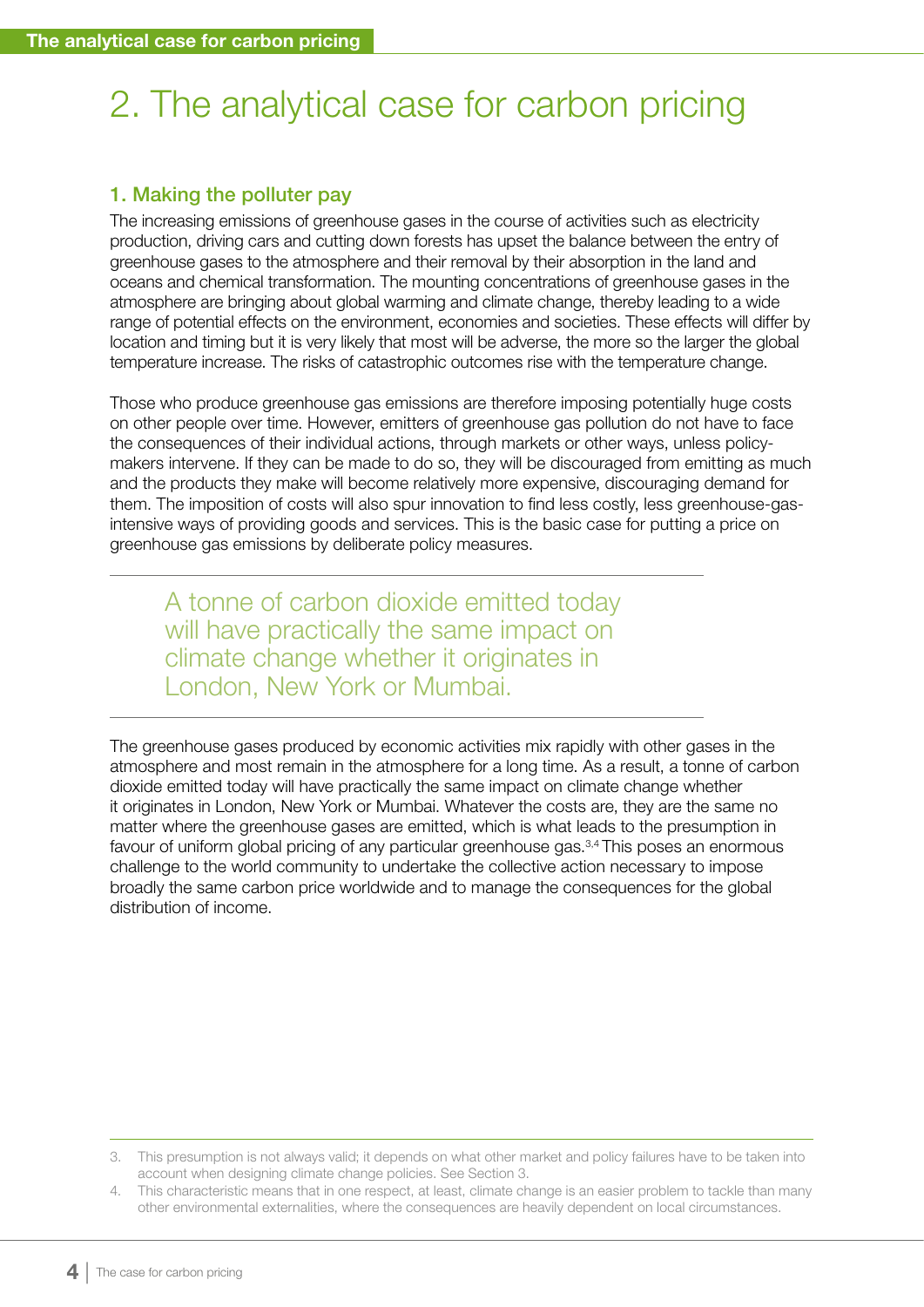# 2. The analytical case for carbon pricing

## 1. Making the polluter pay

The increasing emissions of greenhouse gases in the course of activities such as electricity production, driving cars and cutting down forests has upset the balance between the entry of greenhouse gases to the atmosphere and their removal by their absorption in the land and oceans and chemical transformation. The mounting concentrations of greenhouse gases in the atmosphere are bringing about global warming and climate change, thereby leading to a wide range of potential effects on the environment, economies and societies. These effects will differ by location and timing but it is very likely that most will be adverse, the more so the larger the global temperature increase. The risks of catastrophic outcomes rise with the temperature change.

Those who produce greenhouse gas emissions are therefore imposing potentially huge costs on other people over time. However, emitters of greenhouse gas pollution do not have to face the consequences of their individual actions, through markets or other ways, unless policy-makers intervene. If they can be made to do so, they will be discouraged from emitting as much and the products they make will become relatively more expensive, discouraging demand for them. The imposition of costs will also spur innovation to find less costly, less greenhouse-gas-intensive ways of providing goods and services. This is the basic case for putting a price on greenhouse gas emissions by deliberate policy measures.

> A tonne of carbon dioxide emitted today will have practically the same impact on climate change whether it originates in London, New York or Mumbai.

The greenhouse gases produced by economic activities mix rapidly with other gases in the atmosphere and most remain in the atmosphere for a long time. As a result, a tonne of carbon dioxide emitted today will have practically the same impact on climate change whether it originates in London, New York or Mumbai. Whatever the costs are, they are the same no matter where the greenhouse gases are emitted, which is what leads to the presumption in favour of uniform global pricing of any particular greenhouse gas.[3,4] This poses an enormous challenge to the world community to undertake the collective action necessary to impose broadly the same carbon price worldwide and to manage the consequences for the global distribution of income.

---

3. This presumption is not always valid; it depends on what other market and policy failures have to be taken into account when designing climate change policies. See Section 3.
4. This characteristic means that in one respect, at least, climate change is an easier problem to tackle than many other environmental externalities, where the consequences are heavily dependent on local circumstances.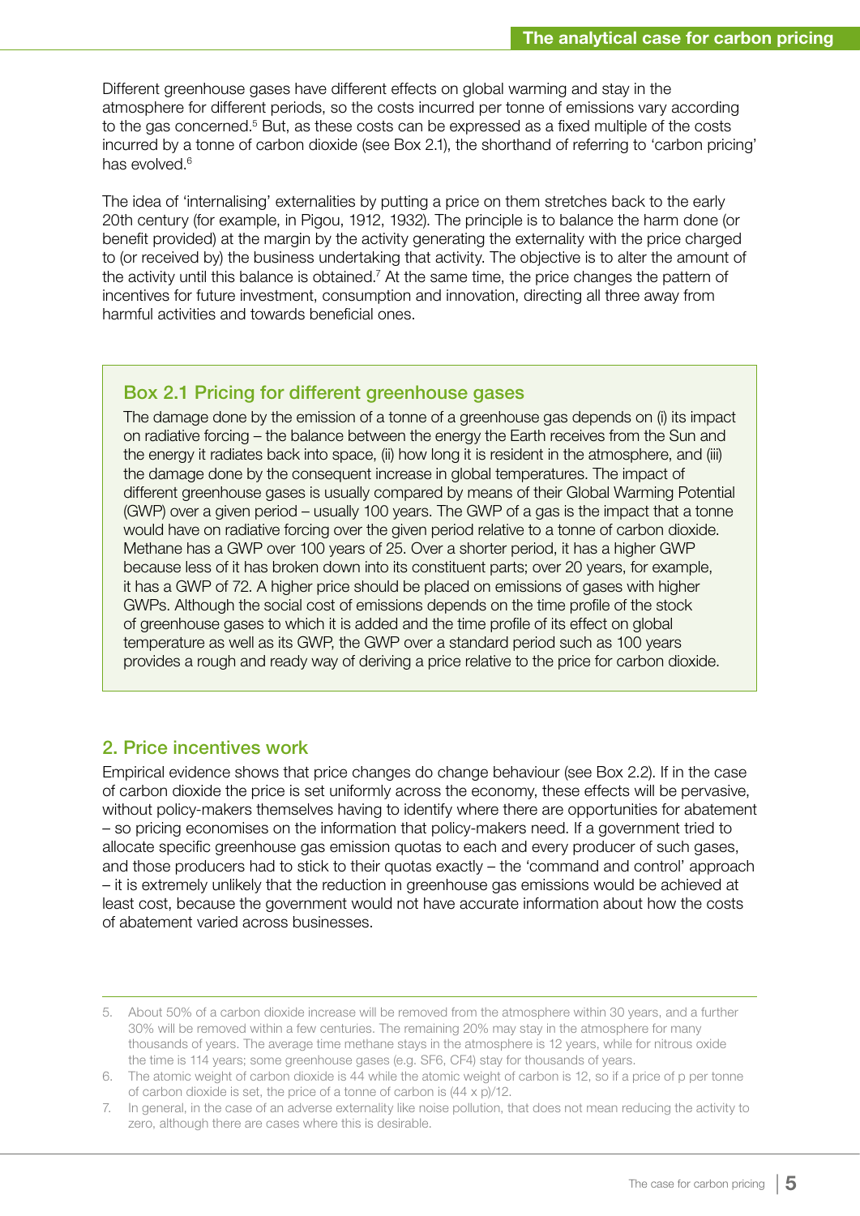Different greenhouse gases have different effects on global warming and stay in the atmosphere for different periods, so the costs incurred per tonne of emissions vary according to the gas concerned.[5] But, as these costs can be expressed as a fixed multiple of the costs incurred by a tonne of carbon dioxide (see Box 2.1), the shorthand of referring to 'carbon pricing' has evolved.[6]

The idea of 'internalising' externalities by putting a price on them stretches back to the early 20th century (for example, in Pigou, 1912, 1932). The principle is to balance the harm done (or benefit provided) at the margin by the activity generating the externality with the price charged to (or received by) the business undertaking that activity. The objective is to alter the amount of the activity until this balance is obtained.[7] At the same time, the price changes the pattern of incentives for future investment, consumption and innovation, directing all three away from harmful activities and towards beneficial ones.

### Box 2.1 Pricing for different greenhouse gases

The damage done by the emission of a tonne of a greenhouse gas depends on (i) its impact on radiative forcing – the balance between the energy the Earth receives from the Sun and the energy it radiates back into space, (ii) how long it is resident in the atmosphere, and (iii) the damage done by the consequent increase in global temperatures. The impact of different greenhouse gases is usually compared by means of their Global Warming Potential (GWP) over a given period – usually 100 years. The GWP of a gas is the impact that a tonne would have on radiative forcing over the given period relative to a tonne of carbon dioxide. Methane has a GWP over 100 years of 25. Over a shorter period, it has a higher GWP because less of it has broken down into its constituent parts; over 20 years, for example, it has a GWP of 72. A higher price should be placed on emissions of gases with higher GWPs. Although the social cost of emissions depends on the time profile of the stock of greenhouse gases to which it is added and the time profile of its effect on global temperature as well as its GWP, the GWP over a standard period such as 100 years provides a rough and ready way of deriving a price relative to the price for carbon dioxide.

## 2. Price incentives work

Empirical evidence shows that price changes do change behaviour (see Box 2.2). If in the case of carbon dioxide the price is set uniformly across the economy, these effects will be pervasive, without policy-makers themselves having to identify where there are opportunities for abatement – so pricing economises on the information that policy-makers need. If a government tried to allocate specific greenhouse gas emission quotas to each and every producer of such gases, and those producers had to stick to their quotas exactly – the 'command and control' approach – it is extremely unlikely that the reduction in greenhouse gas emissions would be achieved at least cost, because the government would not have accurate information about how the costs of abatement varied across businesses.

---

5. About 50% of a carbon dioxide increase will be removed from the atmosphere within 30 years, and a further 30% will be removed within a few centuries. The remaining 20% may stay in the atmosphere for many thousands of years. The average time methane stays in the atmosphere is 12 years, while for nitrous oxide the time is 114 years; some greenhouse gases (e.g. $SF_6$, $CF_4$) stay for thousands of years.
6. The atomic weight of carbon dioxide is 44 while the atomic weight of carbon is 12, so if a price of p per tonne of carbon dioxide is set, the price of a tonne of carbon is $(44 \times p)/12$.
7. In general, in the case of an adverse externality like noise pollution, that does not mean reducing the activity to zero, although there are cases where this is desirable.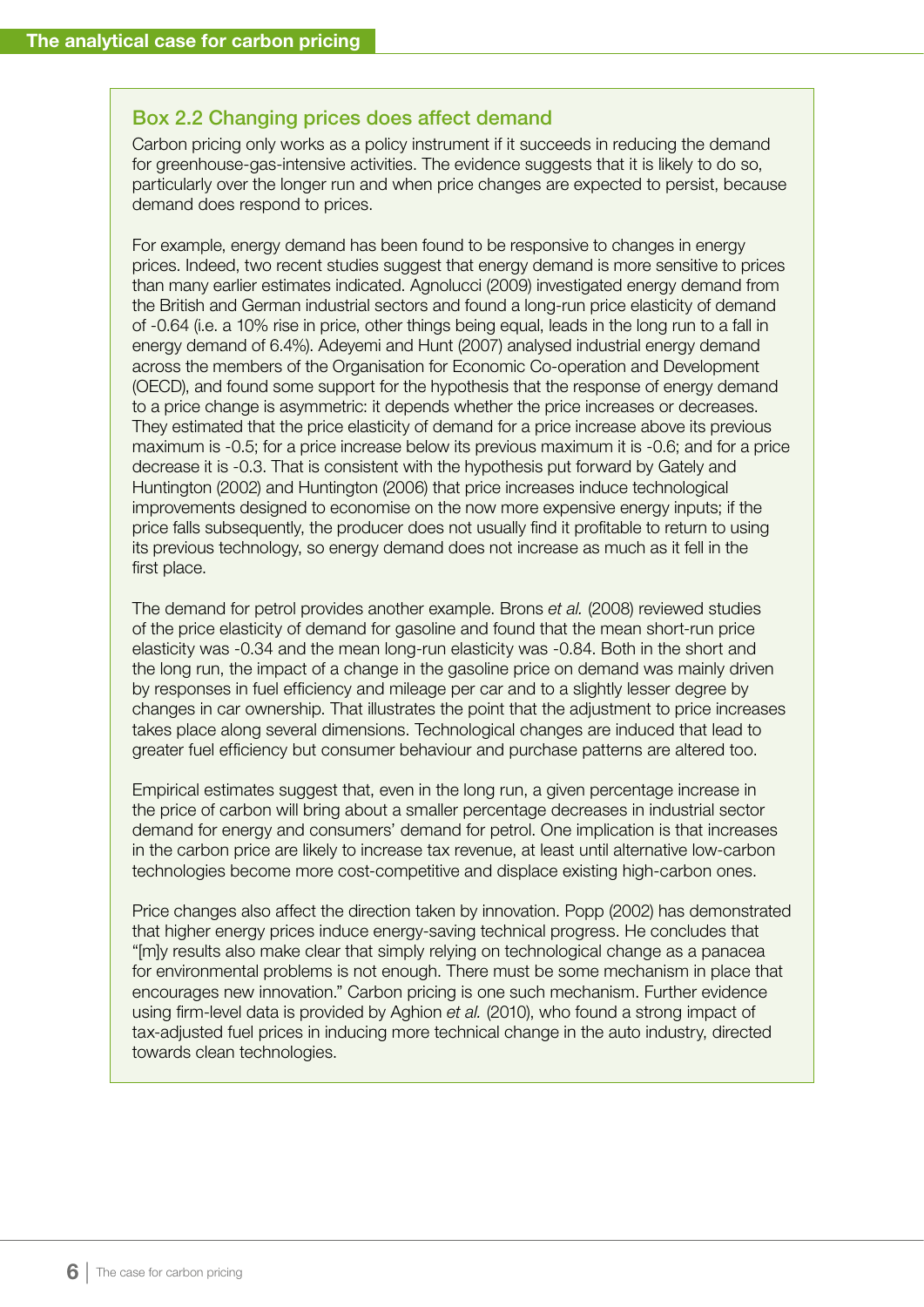## Box 2.2 Changing prices does affect demand

Carbon pricing only works as a policy instrument if it succeeds in reducing the demand for greenhouse-gas-intensive activities. The evidence suggests that it is likely to do so, particularly over the longer run and when price changes are expected to persist, because demand does respond to prices.

For example, energy demand has been found to be responsive to changes in energy prices. Indeed, two recent studies suggest that energy demand is more sensitive to prices than many earlier estimates indicated. Agnolucci (2009) investigated energy demand from the British and German industrial sectors and found a long-run price elasticity of demand of -0.64 (i.e. a 10% rise in price, other things being equal, leads in the long run to a fall in energy demand of 6.4%). Adeyemi and Hunt (2007) analysed industrial energy demand across the members of the Organisation for Economic Co-operation and Development (OECD), and found some support for the hypothesis that the response of energy demand to a price change is asymmetric: it depends whether the price increases or decreases. They estimated that the price elasticity of demand for a price increase above its previous maximum is -0.5; for a price increase below its previous maximum it is -0.6; and for a price decrease it is -0.3. That is consistent with the hypothesis put forward by Gately and Huntington (2002) and Huntington (2006) that price increases induce technological improvements designed to economise on the now more expensive energy inputs; if the price falls subsequently, the producer does not usually find it profitable to return to using its previous technology, so energy demand does not increase as much as it fell in the first place.

The demand for petrol provides another example. Brons *et al.* (2008) reviewed studies of the price elasticity of demand for gasoline and found that the mean short-run price elasticity was -0.34 and the mean long-run elasticity was -0.84. Both in the short and the long run, the impact of a change in the gasoline price on demand was mainly driven by responses in fuel efficiency and mileage per car and to a slightly lesser degree by changes in car ownership. That illustrates the point that the adjustment to price increases takes place along several dimensions. Technological changes are induced that lead to greater fuel efficiency but consumer behaviour and purchase patterns are altered too.

Empirical estimates suggest that, even in the long run, a given percentage increase in the price of carbon will bring about a smaller percentage decreases in industrial sector demand for energy and consumers' demand for petrol. One implication is that increases in the carbon price are likely to increase tax revenue, at least until alternative low-carbon technologies become more cost-competitive and displace existing high-carbon ones.

Price changes also affect the direction taken by innovation. Popp (2002) has demonstrated that higher energy prices induce energy-saving technical progress. He concludes that "[m]y results also make clear that simply relying on technological change as a panacea for environmental problems is not enough. There must be some mechanism in place that encourages new innovation." Carbon pricing is one such mechanism. Further evidence using firm-level data is provided by Aghion *et al.* (2010), who found a strong impact of tax-adjusted fuel prices in inducing more technical change in the auto industry, directed towards clean technologies.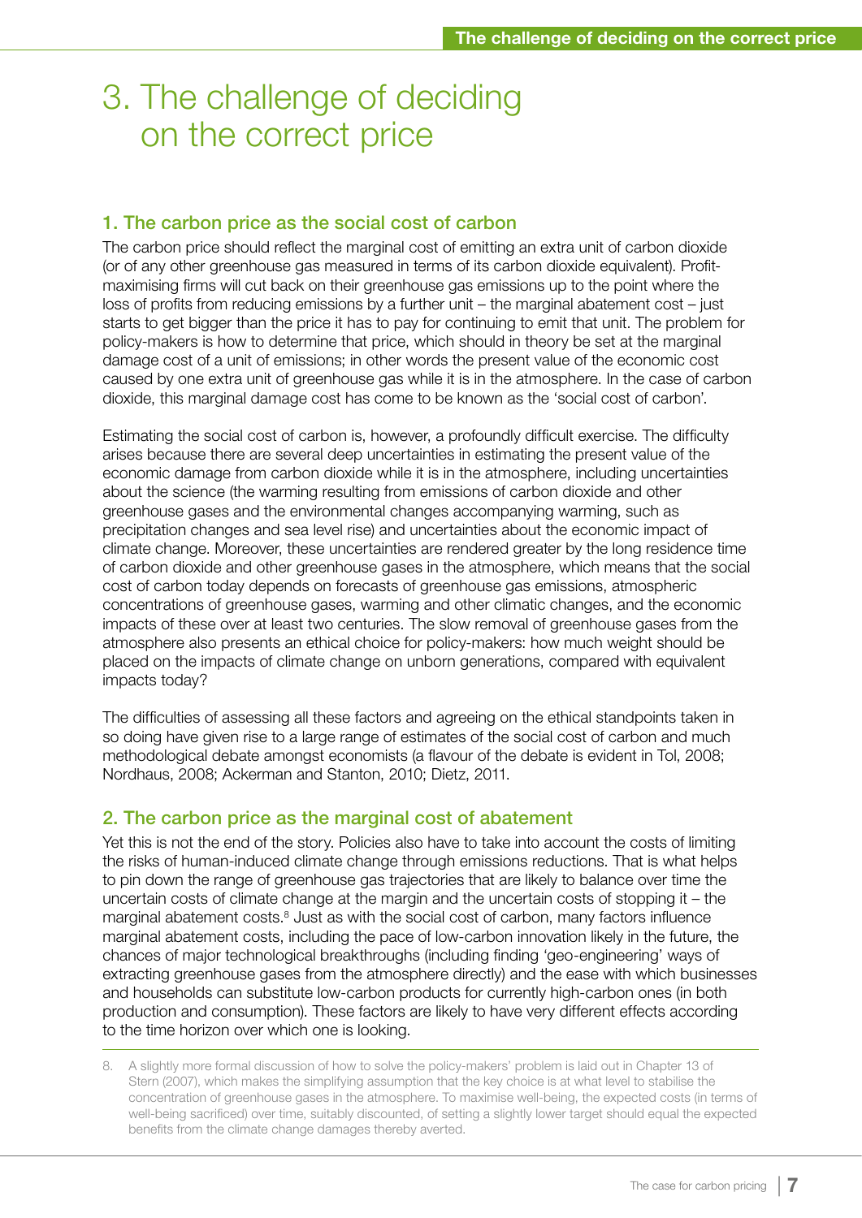# 3. The challenge of deciding on the correct price

## 1. The carbon price as the social cost of carbon

The carbon price should reflect the marginal cost of emitting an extra unit of carbon dioxide (or of any other greenhouse gas measured in terms of its carbon dioxide equivalent). Profit-maximising firms will cut back on their greenhouse gas emissions up to the point where the loss of profits from reducing emissions by a further unit – the marginal abatement cost – just starts to get bigger than the price it has to pay for continuing to emit that unit. The problem for policy-makers is how to determine that price, which should in theory be set at the marginal damage cost of a unit of emissions; in other words the present value of the economic cost caused by one extra unit of greenhouse gas while it is in the atmosphere. In the case of carbon dioxide, this marginal damage cost has come to be known as the 'social cost of carbon'.

Estimating the social cost of carbon is, however, a profoundly difficult exercise. The difficulty arises because there are several deep uncertainties in estimating the present value of the economic damage from carbon dioxide while it is in the atmosphere, including uncertainties about the science (the warming resulting from emissions of carbon dioxide and other greenhouse gases and the environmental changes accompanying warming, such as precipitation changes and sea level rise) and uncertainties about the economic impact of climate change. Moreover, these uncertainties are rendered greater by the long residence time of carbon dioxide and other greenhouse gases in the atmosphere, which means that the social cost of carbon today depends on forecasts of greenhouse gas emissions, atmospheric concentrations of greenhouse gases, warming and other climatic changes, and the economic impacts of these over at least two centuries. The slow removal of greenhouse gases from the atmosphere also presents an ethical choice for policy-makers: how much weight should be placed on the impacts of climate change on unborn generations, compared with equivalent impacts today?

The difficulties of assessing all these factors and agreeing on the ethical standpoints taken in so doing have given rise to a large range of estimates of the social cost of carbon and much methodological debate amongst economists (a flavour of the debate is evident in Tol, 2008; Nordhaus, 2008; Ackerman and Stanton, 2010; Dietz, 2011.

## 2. The carbon price as the marginal cost of abatement

Yet this is not the end of the story. Policies also have to take into account the costs of limiting the risks of human-induced climate change through emissions reductions. That is what helps to pin down the range of greenhouse gas trajectories that are likely to balance over time the uncertain costs of climate change at the margin and the uncertain costs of stopping it – the marginal abatement costs.[8] Just as with the social cost of carbon, many factors influence marginal abatement costs, including the pace of low-carbon innovation likely in the future, the chances of major technological breakthroughs (including finding 'geo-engineering' ways of extracting greenhouse gases from the atmosphere directly) and the ease with which businesses and households can substitute low-carbon products for currently high-carbon ones (in both production and consumption). These factors are likely to have very different effects according to the time horizon over which one is looking.

8. A slightly more formal discussion of how to solve the policy-makers' problem is laid out in Chapter 13 of Stern (2007), which makes the simplifying assumption that the key choice is at what level to stabilise the concentration of greenhouse gases in the atmosphere. To maximise well-being, the expected costs (in terms of well-being sacrificed) over time, suitably discounted, of setting a slightly lower target should equal the expected benefits from the climate change damages thereby averted.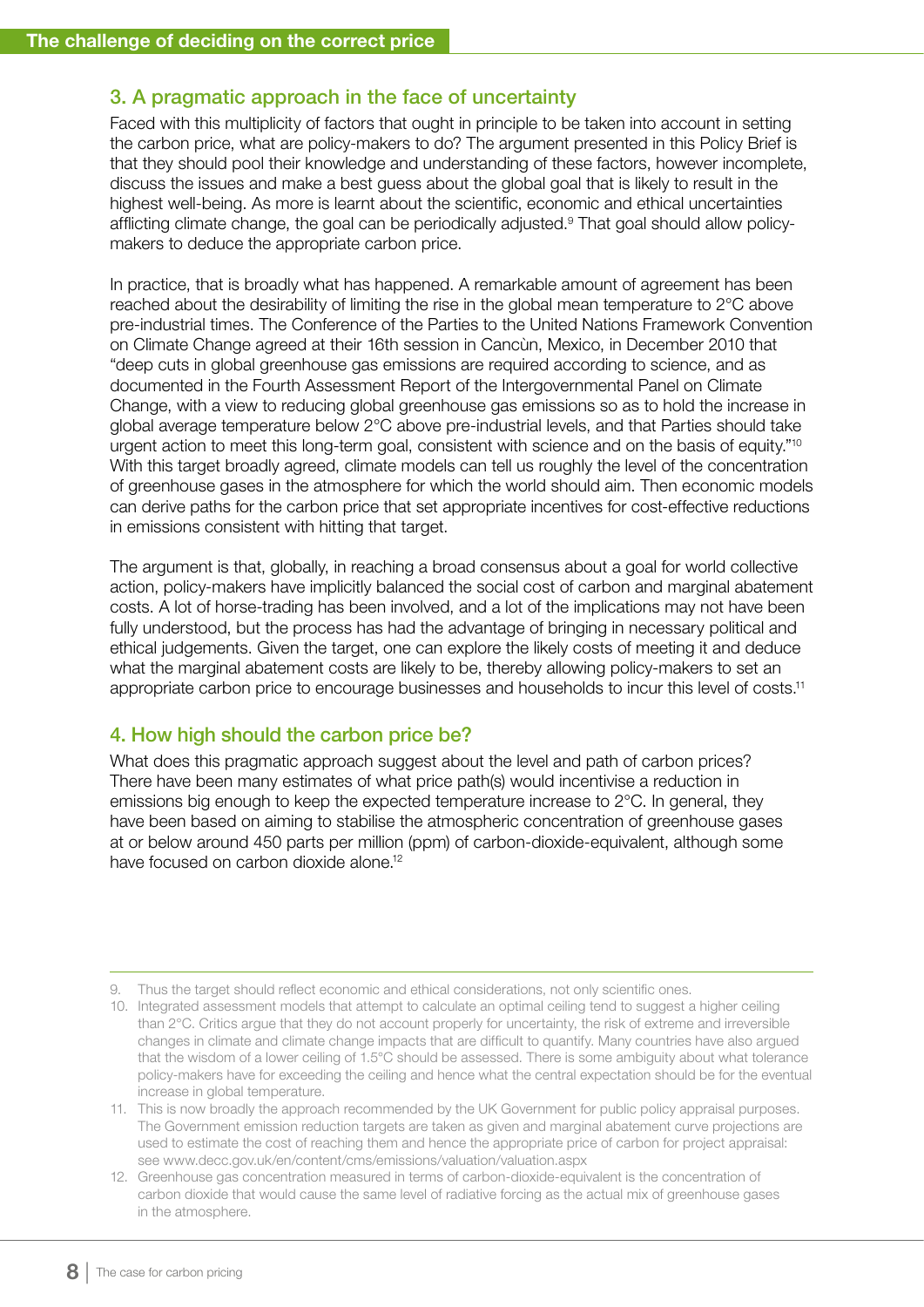## 3. A pragmatic approach in the face of uncertainty

Faced with this multiplicity of factors that ought in principle to be taken into account in setting the carbon price, what are policy-makers to do? The argument presented in this Policy Brief is that they should pool their knowledge and understanding of these factors, however incomplete, discuss the issues and make a best guess about the global goal that is likely to result in the highest well-being. As more is learnt about the scientific, economic and ethical uncertainties afflicting climate change, the goal can be periodically adjusted.[9] That goal should allow policy-makers to deduce the appropriate carbon price.

In practice, that is broadly what has happened. A remarkable amount of agreement has been reached about the desirability of limiting the rise in the global mean temperature to 2°C above pre-industrial times. The Conference of the Parties to the United Nations Framework Convention on Climate Change agreed at their 16th session in Cancùn, Mexico, in December 2010 that "deep cuts in global greenhouse gas emissions are required according to science, and as documented in the Fourth Assessment Report of the Intergovernmental Panel on Climate Change, with a view to reducing global greenhouse gas emissions so as to hold the increase in global average temperature below 2°C above pre-industrial levels, and that Parties should take urgent action to meet this long-term goal, consistent with science and on the basis of equity."[10] With this target broadly agreed, climate models can tell us roughly the level of the concentration of greenhouse gases in the atmosphere for which the world should aim. Then economic models can derive paths for the carbon price that set appropriate incentives for cost-effective reductions in emissions consistent with hitting that target.

The argument is that, globally, in reaching a broad consensus about a goal for world collective action, policy-makers have implicitly balanced the social cost of carbon and marginal abatement costs. A lot of horse-trading has been involved, and a lot of the implications may not have been fully understood, but the process has had the advantage of bringing in necessary political and ethical judgements. Given the target, one can explore the likely costs of meeting it and deduce what the marginal abatement costs are likely to be, thereby allowing policy-makers to set an appropriate carbon price to encourage businesses and households to incur this level of costs.[11]

## 4. How high should the carbon price be?

What does this pragmatic approach suggest about the level and path of carbon prices? There have been many estimates of what price path(s) would incentivise a reduction in emissions big enough to keep the expected temperature increase to 2°C. In general, they have been based on aiming to stabilise the atmospheric concentration of greenhouse gases at or below around 450 parts per million (ppm) of carbon-dioxide-equivalent, although some have focused on carbon dioxide alone.[12]

---

9. Thus the target should reflect economic and ethical considerations, not only scientific ones.
10. Integrated assessment models that attempt to calculate an optimal ceiling tend to suggest a higher ceiling than 2°C. Critics argue that they do not account properly for uncertainty, the risk of extreme and irreversible changes in climate and climate change impacts that are difficult to quantify. Many countries have also argued that the wisdom of a lower ceiling of 1.5°C should be assessed. There is some ambiguity about what tolerance policy-makers have for exceeding the ceiling and hence what the central expectation should be for the eventual increase in global temperature.
11. This is now broadly the approach recommended by the UK Government for public policy appraisal purposes. The Government emission reduction targets are taken as given and marginal abatement curve projections are used to estimate the cost of reaching them and hence the appropriate price of carbon for project appraisal: see www.decc.gov.uk/en/content/cms/emissions/valuation/valuation.aspx
12. Greenhouse gas concentration measured in terms of carbon-dioxide-equivalent is the concentration of carbon dioxide that would cause the same level of radiative forcing as the actual mix of greenhouse gases in the atmosphere.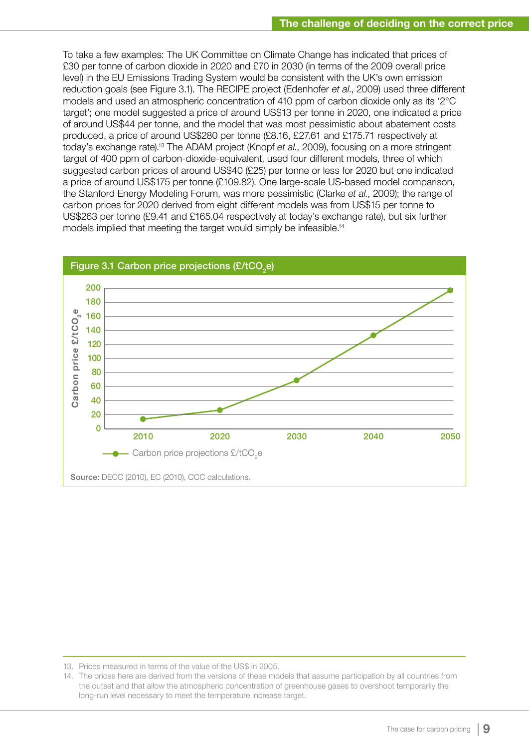To take a few examples: The UK Committee on Climate Change has indicated that prices of £30 per tonne of carbon dioxide in 2020 and £70 in 2030 (in terms of the 2009 overall price level) in the EU Emissions Trading System would be consistent with the UK's own emission reduction goals (see Figure 3.1). The RECIPE project (Edenhofer *et al.*, 2009) used three different models and used an atmospheric concentration of 410 ppm of carbon dioxide only as its '2°C target'; one model suggested a price of around US$13 per tonne in 2020, one indicated a price of around US$44 per tonne, and the model that was most pessimistic about abatement costs produced, a price of around US$280 per tonne (£8.16, £27.61 and £175.71 respectively at today's exchange rate).[13] The ADAM project (Knopf *et al.*, 2009), focusing on a more stringent target of 400 ppm of carbon-dioxide-equivalent, used four different models, three of which suggested carbon prices of around US$40 (£25) per tonne or less for 2020 but one indicated a price of around US$175 per tonne (£109.82). One large-scale US-based model comparison, the Stanford Energy Modeling Forum, was more pessimistic (Clarke *et al.*, 2009); the range of carbon prices for 2020 derived from eight different models was from US$15 per tonne to US$263 per tonne (£9.41 and £165.04 respectively at today's exchange rate), but six further models implied that meeting the target would simply be infeasible.[14]

**Figure 3.1 Carbon price projections (£/t$CO_2$e)**

| Year | Carbon price projections £/t$CO_2$e |
|---|---|
| 2010 | ~14 |
| 2020 | ~26 |
| 2030 | ~69 |
| 2040 | ~133 |
| 2050 | ~197 |

**Source:** DECC (2010), EC (2010), CCC calculations.

13. Prices measured in terms of the value of the US$ in 2005.
14. The prices here are derived from the versions of these models that assume participation by all countries from the outset and that allow the atmospheric concentration of greenhouse gases to overshoot temporarily the long-run level necessary to meet the temperature increase target.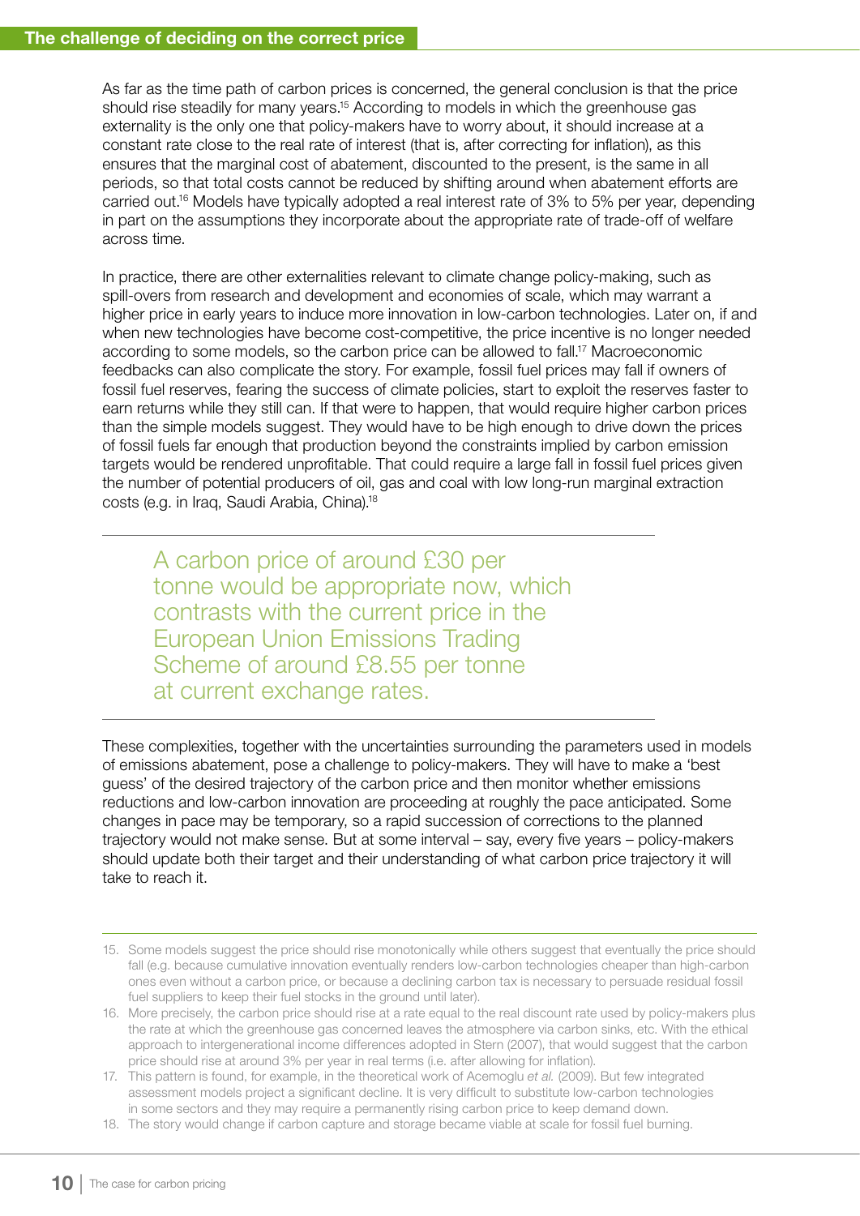## The challenge of deciding on the correct price

As far as the time path of carbon prices is concerned, the general conclusion is that the price should rise steadily for many years.[15] According to models in which the greenhouse gas externality is the only one that policy-makers have to worry about, it should increase at a constant rate close to the real rate of interest (that is, after correcting for inflation), as this ensures that the marginal cost of abatement, discounted to the present, is the same in all periods, so that total costs cannot be reduced by shifting around when abatement efforts are carried out.[16] Models have typically adopted a real interest rate of 3% to 5% per year, depending in part on the assumptions they incorporate about the appropriate rate of trade-off of welfare across time.

In practice, there are other externalities relevant to climate change policy-making, such as spill-overs from research and development and economies of scale, which may warrant a higher price in early years to induce more innovation in low-carbon technologies. Later on, if and when new technologies have become cost-competitive, the price incentive is no longer needed according to some models, so the carbon price can be allowed to fall.[17] Macroeconomic feedbacks can also complicate the story. For example, fossil fuel prices may fall if owners of fossil fuel reserves, fearing the success of climate policies, start to exploit the reserves faster to earn returns while they still can. If that were to happen, that would require higher carbon prices than the simple models suggest. They would have to be high enough to drive down the prices of fossil fuels far enough that production beyond the constraints implied by carbon emission targets would be rendered unprofitable. That could require a large fall in fossil fuel prices given the number of potential producers of oil, gas and coal with low long-run marginal extraction costs (e.g. in Iraq, Saudi Arabia, China).[18]

> A carbon price of around £30 per tonne would be appropriate now, which contrasts with the current price in the European Union Emissions Trading Scheme of around £8.55 per tonne at current exchange rates.

These complexities, together with the uncertainties surrounding the parameters used in models of emissions abatement, pose a challenge to policy-makers. They will have to make a 'best guess' of the desired trajectory of the carbon price and then monitor whether emissions reductions and low-carbon innovation are proceeding at roughly the pace anticipated. Some changes in pace may be temporary, so a rapid succession of corrections to the planned trajectory would not make sense. But at some interval – say, every five years – policy-makers should update both their target and their understanding of what carbon price trajectory it will take to reach it.

---

15. Some models suggest the price should rise monotonically while others suggest that eventually the price should fall (e.g. because cumulative innovation eventually renders low-carbon technologies cheaper than high-carbon ones even without a carbon price, or because a declining carbon tax is necessary to persuade residual fossil fuel suppliers to keep their fuel stocks in the ground until later).
16. More precisely, the carbon price should rise at a rate equal to the real discount rate used by policy-makers plus the rate at which the greenhouse gas concerned leaves the atmosphere via carbon sinks, etc. With the ethical approach to intergenerational income differences adopted in Stern (2007), that would suggest that the carbon price should rise at around 3% per year in real terms (i.e. after allowing for inflation).
17. This pattern is found, for example, in the theoretical work of Acemoglu *et al.* (2009). But few integrated assessment models project a significant decline. It is very difficult to substitute low-carbon technologies in some sectors and they may require a permanently rising carbon price to keep demand down.
18. The story would change if carbon capture and storage became viable at scale for fossil fuel burning.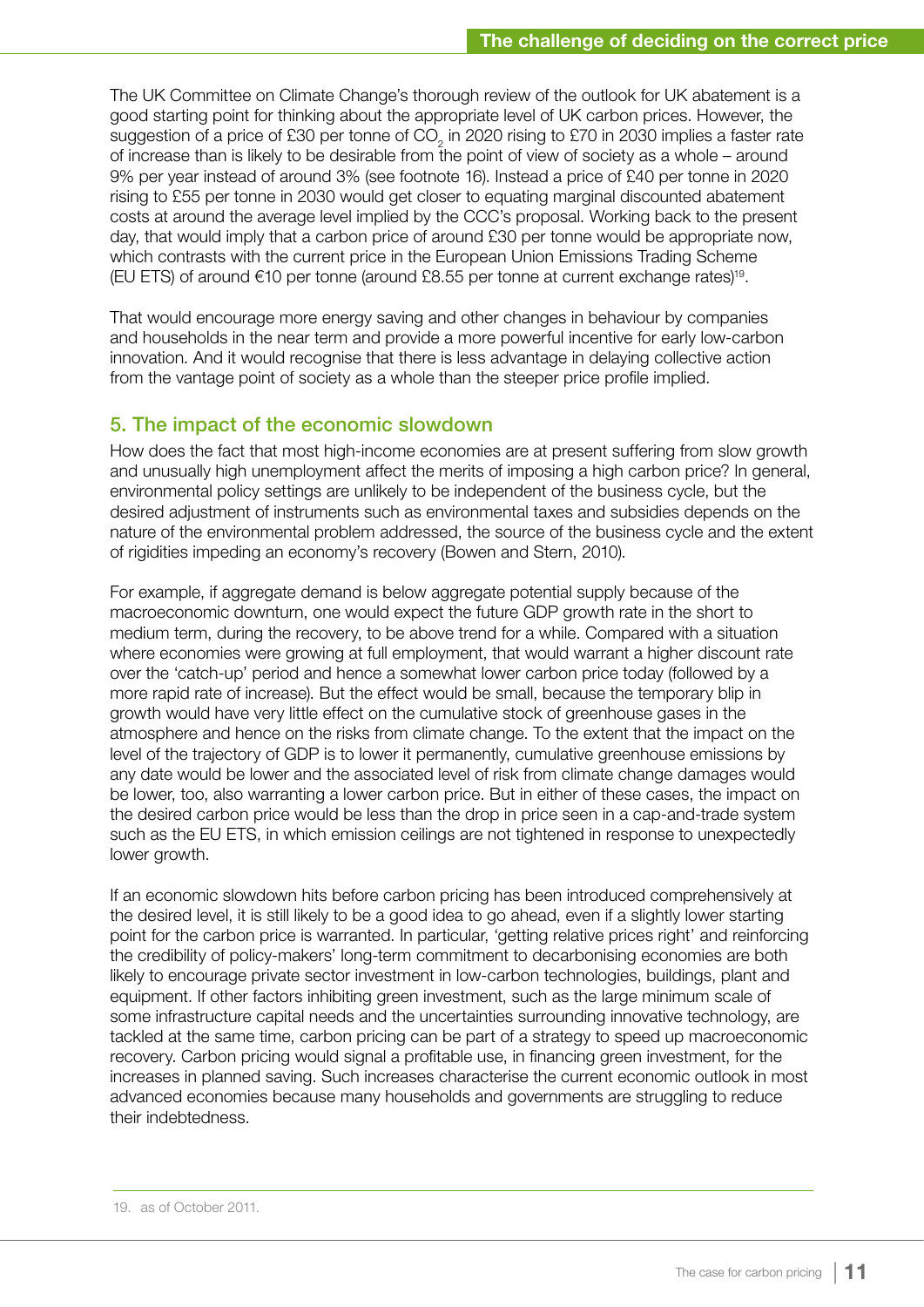The UK Committee on Climate Change's thorough review of the outlook for UK abatement is a good starting point for thinking about the appropriate level of UK carbon prices. However, the suggestion of a price of £30 per tonne of $CO_2$ in 2020 rising to £70 in 2030 implies a faster rate of increase than is likely to be desirable from the point of view of society as a whole – around 9% per year instead of around 3% (see footnote 16). Instead a price of £40 per tonne in 2020 rising to £55 per tonne in 2030 would get closer to equating marginal discounted abatement costs at around the average level implied by the CCC's proposal. Working back to the present day, that would imply that a carbon price of around £30 per tonne would be appropriate now, which contrasts with the current price in the European Union Emissions Trading Scheme (EU ETS) of around €10 per tonne (around £8.55 per tonne at current exchange rates)[19].

That would encourage more energy saving and other changes in behaviour by companies and households in the near term and provide a more powerful incentive for early low-carbon innovation. And it would recognise that there is less advantage in delaying collective action from the vantage point of society as a whole than the steeper price profile implied.

## 5. The impact of the economic slowdown

How does the fact that most high-income economies are at present suffering from slow growth and unusually high unemployment affect the merits of imposing a high carbon price? In general, environmental policy settings are unlikely to be independent of the business cycle, but the desired adjustment of instruments such as environmental taxes and subsidies depends on the nature of the environmental problem addressed, the source of the business cycle and the extent of rigidities impeding an economy's recovery (Bowen and Stern, 2010).

For example, if aggregate demand is below aggregate potential supply because of the macroeconomic downturn, one would expect the future GDP growth rate in the short to medium term, during the recovery, to be above trend for a while. Compared with a situation where economies were growing at full employment, that would warrant a higher discount rate over the 'catch-up' period and hence a somewhat lower carbon price today (followed by a more rapid rate of increase). But the effect would be small, because the temporary blip in growth would have very little effect on the cumulative stock of greenhouse gases in the atmosphere and hence on the risks from climate change. To the extent that the impact on the level of the trajectory of GDP is to lower it permanently, cumulative greenhouse emissions by any date would be lower and the associated level of risk from climate change damages would be lower, too, also warranting a lower carbon price. But in either of these cases, the impact on the desired carbon price would be less than the drop in price seen in a cap-and-trade system such as the EU ETS, in which emission ceilings are not tightened in response to unexpectedly lower growth.

If an economic slowdown hits before carbon pricing has been introduced comprehensively at the desired level, it is still likely to be a good idea to go ahead, even if a slightly lower starting point for the carbon price is warranted. In particular, 'getting relative prices right' and reinforcing the credibility of policy-makers' long-term commitment to decarbonising economies are both likely to encourage private sector investment in low-carbon technologies, buildings, plant and equipment. If other factors inhibiting green investment, such as the large minimum scale of some infrastructure capital needs and the uncertainties surrounding innovative technology, are tackled at the same time, carbon pricing can be part of a strategy to speed up macroeconomic recovery. Carbon pricing would signal a profitable use, in financing green investment, for the increases in planned saving. Such increases characterise the current economic outlook in most advanced economies because many households and governments are struggling to reduce their indebtedness.

19. as of October 2011.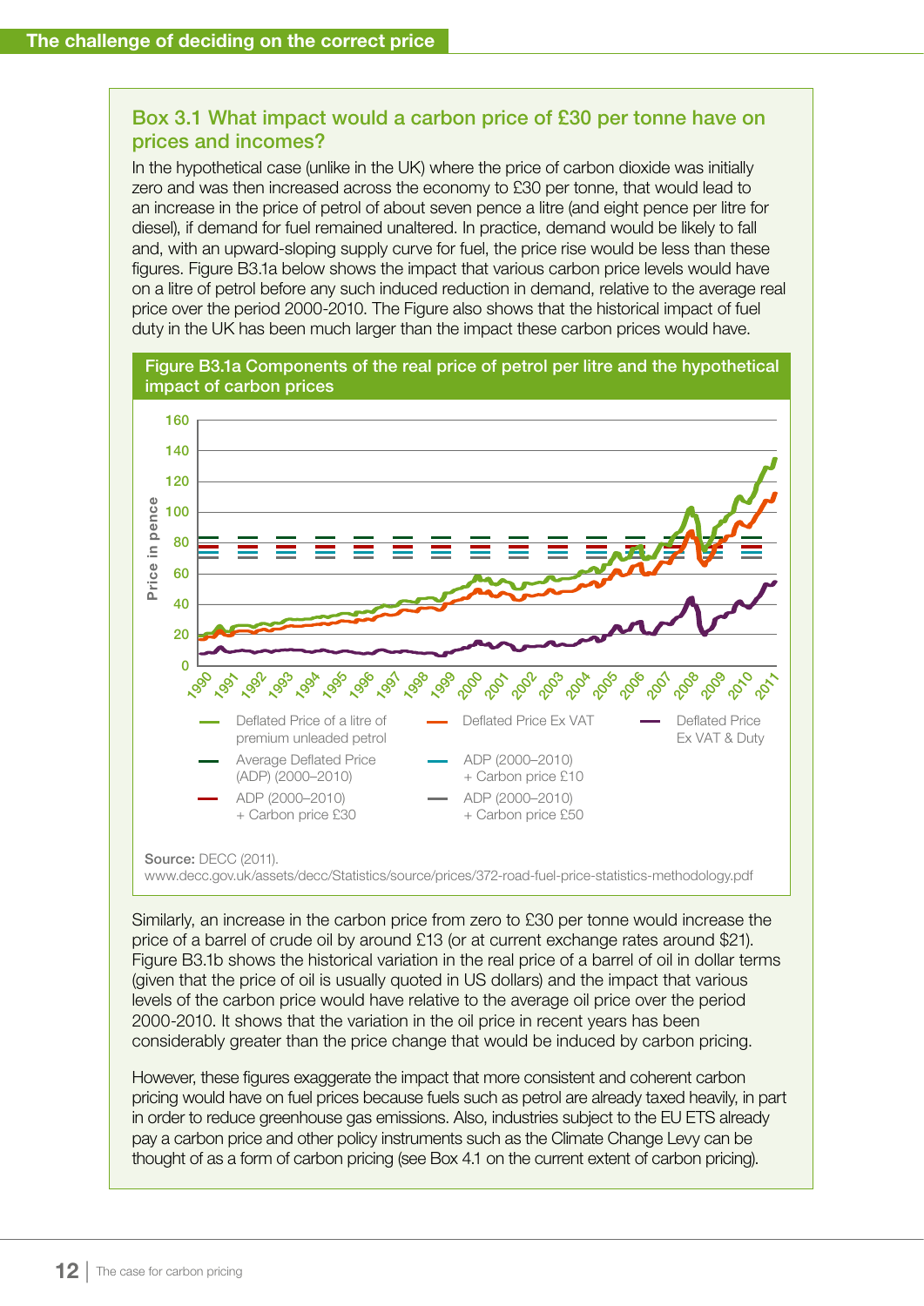## Box 3.1 What impact would a carbon price of £30 per tonne have on prices and incomes?

In the hypothetical case (unlike in the UK) where the price of carbon dioxide was initially zero and was then increased across the economy to £30 per tonne, that would lead to an increase in the price of petrol of about seven pence a litre (and eight pence per litre for diesel), if demand for fuel remained unaltered. In practice, demand would be likely to fall and, with an upward-sloping supply curve for fuel, the price rise would be less than these figures. Figure B3.1a below shows the impact that various carbon price levels would have on a litre of petrol before any such induced reduction in demand, relative to the average real price over the period 2000-2010. The Figure also shows that the historical impact of fuel duty in the UK has been much larger than the impact these carbon prices would have.

**Figure B3.1a Components of the real price of petrol per litre and the hypothetical impact of carbon prices**

Legend: Deflated Price of a litre of premium unleaded petrol; Deflated Price Ex VAT; Deflated Price Ex VAT & Duty; Average Deflated Price (ADP) (2000–2010); ADP (2000–2010) + Carbon price £10; ADP (2000–2010) + Carbon price £30; ADP (2000–2010) + Carbon price £50

**Source:** DECC (2011).
www.decc.gov.uk/assets/decc/Statistics/source/prices/372-road-fuel-price-statistics-methodology.pdf

Similarly, an increase in the carbon price from zero to £30 per tonne would increase the price of a barrel of crude oil by around £13 (or at current exchange rates around $21). Figure B3.1b shows the historical variation in the real price of a barrel of oil in dollar terms (given that the price of oil is usually quoted in US dollars) and the impact that various levels of the carbon price would have relative to the average oil price over the period 2000-2010. It shows that the variation in the oil price in recent years has been considerably greater than the price change that would be induced by carbon pricing.

However, these figures exaggerate the impact that more consistent and coherent carbon pricing would have on fuel prices because fuels such as petrol are already taxed heavily, in part in order to reduce greenhouse gas emissions. Also, industries subject to the EU ETS already pay a carbon price and other policy instruments such as the Climate Change Levy can be thought of as a form of carbon pricing (see Box 4.1 on the current extent of carbon pricing).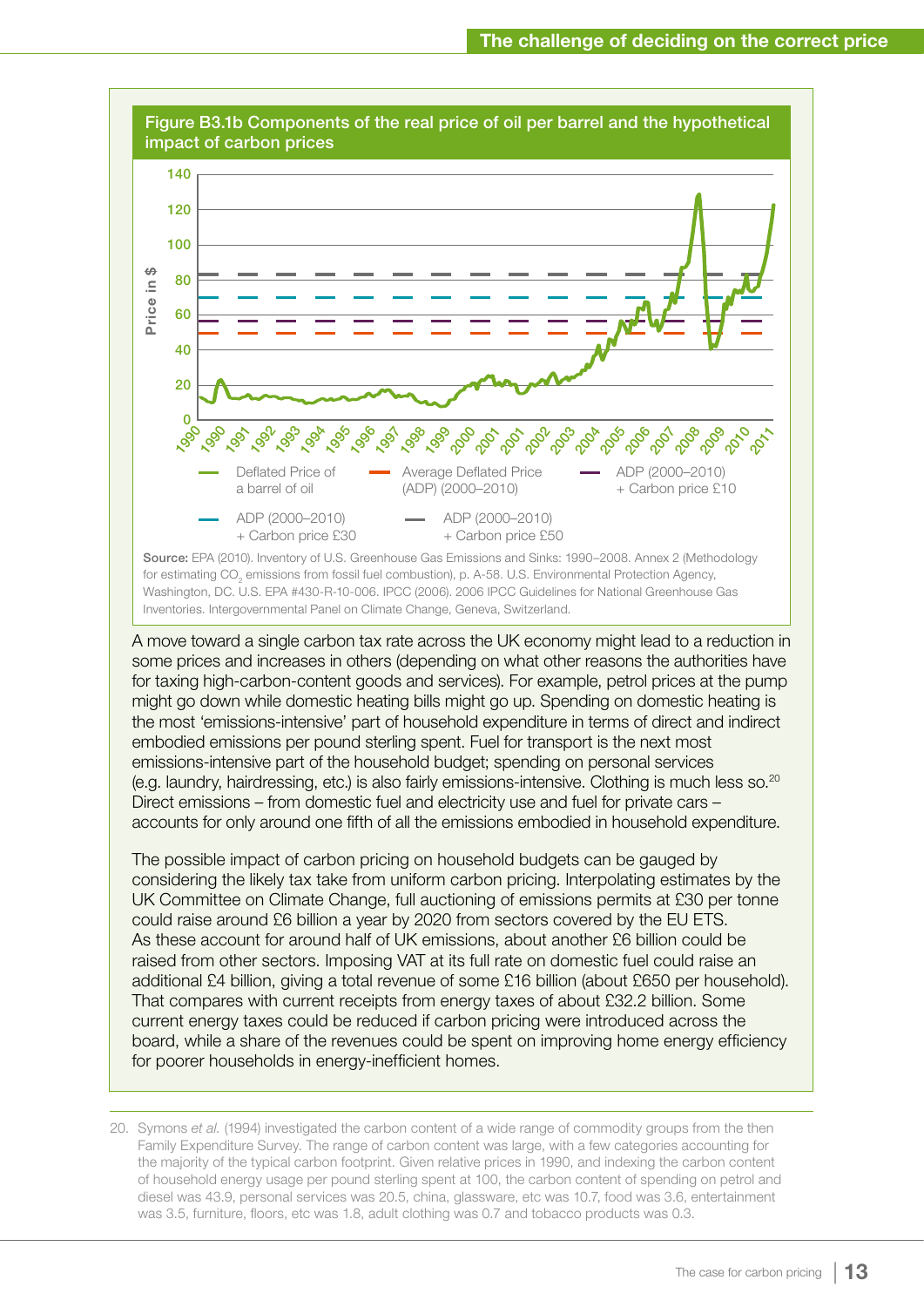### Figure B3.1b Components of the real price of oil per barrel and the hypothetical impact of carbon prices

Legend: Deflated Price of a barrel of oil; Average Deflated Price (ADP) (2000–2010); ADP (2000–2010) + Carbon price £10; ADP (2000–2010) + Carbon price £30; ADP (2000–2010) + Carbon price £50

**Source:** EPA (2010). Inventory of U.S. Greenhouse Gas Emissions and Sinks: 1990–2008. Annex 2 (Methodology for estimating $CO_2$ emissions from fossil fuel combustion), p. A-58. U.S. Environmental Protection Agency, Washington, DC. U.S. EPA #430-R-10-006. IPCC (2006). 2006 IPCC Guidelines for National Greenhouse Gas Inventories. Intergovernmental Panel on Climate Change, Geneva, Switzerland.

A move toward a single carbon tax rate across the UK economy might lead to a reduction in some prices and increases in others (depending on what other reasons the authorities have for taxing high-carbon-content goods and services). For example, petrol prices at the pump might go down while domestic heating bills might go up. Spending on domestic heating is the most 'emissions-intensive' part of household expenditure in terms of direct and indirect embodied emissions per pound sterling spent. Fuel for transport is the next most emissions-intensive part of the household budget; spending on personal services (e.g. laundry, hairdressing, etc.) is also fairly emissions-intensive. Clothing is much less so.[20] Direct emissions – from domestic fuel and electricity use and fuel for private cars – accounts for only around one fifth of all the emissions embodied in household expenditure.

The possible impact of carbon pricing on household budgets can be gauged by considering the likely tax take from uniform carbon pricing. Interpolating estimates by the UK Committee on Climate Change, full auctioning of emissions permits at £30 per tonne could raise around £6 billion a year by 2020 from sectors covered by the EU ETS. As these account for around half of UK emissions, about another £6 billion could be raised from other sectors. Imposing VAT at its full rate on domestic fuel could raise an additional £4 billion, giving a total revenue of some £16 billion (about £650 per household). That compares with current receipts from energy taxes of about £32.2 billion. Some current energy taxes could be reduced if carbon pricing were introduced across the board, while a share of the revenues could be spent on improving home energy efficiency for poorer households in energy-inefficient homes.

---

20. Symons *et al.* (1994) investigated the carbon content of a wide range of commodity groups from the then Family Expenditure Survey. The range of carbon content was large, with a few categories accounting for the majority of the typical carbon footprint. Given relative prices in 1990, and indexing the carbon content of household energy usage per pound sterling spent at 100, the carbon content of spending on petrol and diesel was 43.9, personal services was 20.5, china, glassware, etc was 10.7, food was 3.6, entertainment was 3.5, furniture, floors, etc was 1.8, adult clothing was 0.7 and tobacco products was 0.3.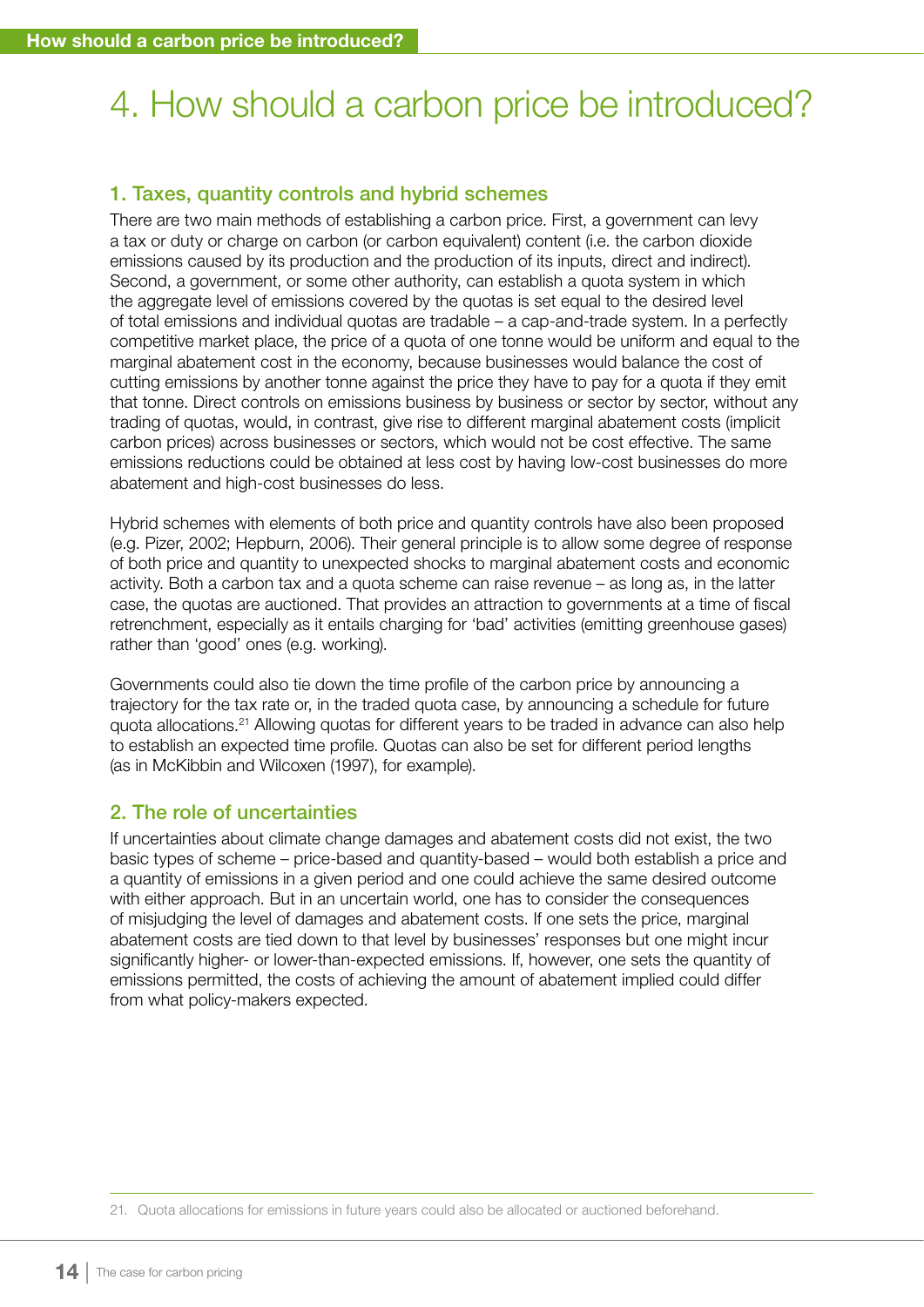# 4. How should a carbon price be introduced?

## 1. Taxes, quantity controls and hybrid schemes

There are two main methods of establishing a carbon price. First, a government can levy a tax or duty or charge on carbon (or carbon equivalent) content (i.e. the carbon dioxide emissions caused by its production and the production of its inputs, direct and indirect). Second, a government, or some other authority, can establish a quota system in which the aggregate level of emissions covered by the quotas is set equal to the desired level of total emissions and individual quotas are tradable – a cap-and-trade system. In a perfectly competitive market place, the price of a quota of one tonne would be uniform and equal to the marginal abatement cost in the economy, because businesses would balance the cost of cutting emissions by another tonne against the price they have to pay for a quota if they emit that tonne. Direct controls on emissions business by business or sector by sector, without any trading of quotas, would, in contrast, give rise to different marginal abatement costs (implicit carbon prices) across businesses or sectors, which would not be cost effective. The same emissions reductions could be obtained at less cost by having low-cost businesses do more abatement and high-cost businesses do less.

Hybrid schemes with elements of both price and quantity controls have also been proposed (e.g. Pizer, 2002; Hepburn, 2006). Their general principle is to allow some degree of response of both price and quantity to unexpected shocks to marginal abatement costs and economic activity. Both a carbon tax and a quota scheme can raise revenue – as long as, in the latter case, the quotas are auctioned. That provides an attraction to governments at a time of fiscal retrenchment, especially as it entails charging for 'bad' activities (emitting greenhouse gases) rather than 'good' ones (e.g. working).

Governments could also tie down the time profile of the carbon price by announcing a trajectory for the tax rate or, in the traded quota case, by announcing a schedule for future quota allocations.[21] Allowing quotas for different years to be traded in advance can also help to establish an expected time profile. Quotas can also be set for different period lengths (as in McKibbin and Wilcoxen (1997), for example).

## 2. The role of uncertainties

If uncertainties about climate change damages and abatement costs did not exist, the two basic types of scheme – price-based and quantity-based – would both establish a price and a quantity of emissions in a given period and one could achieve the same desired outcome with either approach. But in an uncertain world, one has to consider the consequences of misjudging the level of damages and abatement costs. If one sets the price, marginal abatement costs are tied down to that level by businesses' responses but one might incur significantly higher- or lower-than-expected emissions. If, however, one sets the quantity of emissions permitted, the costs of achieving the amount of abatement implied could differ from what policy-makers expected.

---

21. Quota allocations for emissions in future years could also be allocated or auctioned beforehand.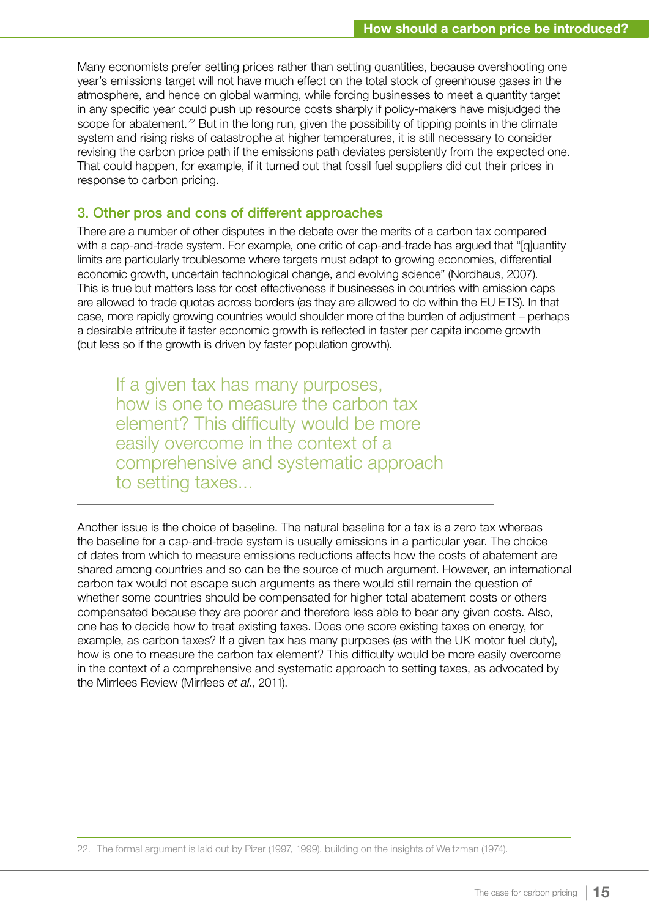Many economists prefer setting prices rather than setting quantities, because overshooting one year's emissions target will not have much effect on the total stock of greenhouse gases in the atmosphere, and hence on global warming, while forcing businesses to meet a quantity target in any specific year could push up resource costs sharply if policy-makers have misjudged the scope for abatement.[22] But in the long run, given the possibility of tipping points in the climate system and rising risks of catastrophe at higher temperatures, it is still necessary to consider revising the carbon price path if the emissions path deviates persistently from the expected one. That could happen, for example, if it turned out that fossil fuel suppliers did cut their prices in response to carbon pricing.

## 3. Other pros and cons of different approaches

There are a number of other disputes in the debate over the merits of a carbon tax compared with a cap-and-trade system. For example, one critic of cap-and-trade has argued that "[q]uantity limits are particularly troublesome where targets must adapt to growing economies, differential economic growth, uncertain technological change, and evolving science" (Nordhaus, 2007). This is true but matters less for cost effectiveness if businesses in countries with emission caps are allowed to trade quotas across borders (as they are allowed to do within the EU ETS). In that case, more rapidly growing countries would shoulder more of the burden of adjustment – perhaps a desirable attribute if faster economic growth is reflected in faster per capita income growth (but less so if the growth is driven by faster population growth).

> If a given tax has many purposes, how is one to measure the carbon tax element? This difficulty would be more easily overcome in the context of a comprehensive and systematic approach to setting taxes...

Another issue is the choice of baseline. The natural baseline for a tax is a zero tax whereas the baseline for a cap-and-trade system is usually emissions in a particular year. The choice of dates from which to measure emissions reductions affects how the costs of abatement are shared among countries and so can be the source of much argument. However, an international carbon tax would not escape such arguments as there would still remain the question of whether some countries should be compensated for higher total abatement costs or others compensated because they are poorer and therefore less able to bear any given costs. Also, one has to decide how to treat existing taxes. Does one score existing taxes on energy, for example, as carbon taxes? If a given tax has many purposes (as with the UK motor fuel duty), how is one to measure the carbon tax element? This difficulty would be more easily overcome in the context of a comprehensive and systematic approach to setting taxes, as advocated by the Mirrlees Review (Mirrlees *et al.*, 2011).

---

22. The formal argument is laid out by Pizer (1997, 1999), building on the insights of Weitzman (1974).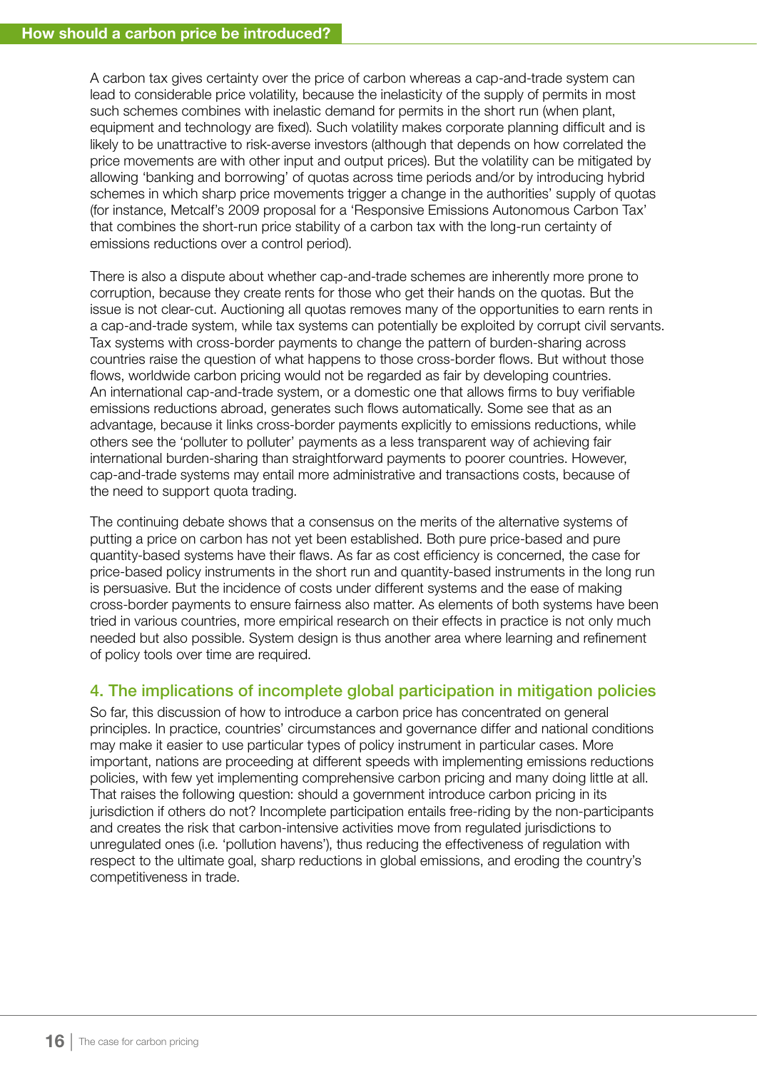A carbon tax gives certainty over the price of carbon whereas a cap-and-trade system can lead to considerable price volatility, because the inelasticity of the supply of permits in most such schemes combines with inelastic demand for permits in the short run (when plant, equipment and technology are fixed). Such volatility makes corporate planning difficult and is likely to be unattractive to risk-averse investors (although that depends on how correlated the price movements are with other input and output prices). But the volatility can be mitigated by allowing 'banking and borrowing' of quotas across time periods and/or by introducing hybrid schemes in which sharp price movements trigger a change in the authorities' supply of quotas (for instance, Metcalf's 2009 proposal for a 'Responsive Emissions Autonomous Carbon Tax' that combines the short-run price stability of a carbon tax with the long-run certainty of emissions reductions over a control period).

There is also a dispute about whether cap-and-trade schemes are inherently more prone to corruption, because they create rents for those who get their hands on the quotas. But the issue is not clear-cut. Auctioning all quotas removes many of the opportunities to earn rents in a cap-and-trade system, while tax systems can potentially be exploited by corrupt civil servants. Tax systems with cross-border payments to change the pattern of burden-sharing across countries raise the question of what happens to those cross-border flows. But without those flows, worldwide carbon pricing would not be regarded as fair by developing countries. An international cap-and-trade system, or a domestic one that allows firms to buy verifiable emissions reductions abroad, generates such flows automatically. Some see that as an advantage, because it links cross-border payments explicitly to emissions reductions, while others see the 'polluter to polluter' payments as a less transparent way of achieving fair international burden-sharing than straightforward payments to poorer countries. However, cap-and-trade systems may entail more administrative and transactions costs, because of the need to support quota trading.

The continuing debate shows that a consensus on the merits of the alternative systems of putting a price on carbon has not yet been established. Both pure price-based and pure quantity-based systems have their flaws. As far as cost efficiency is concerned, the case for price-based policy instruments in the short run and quantity-based instruments in the long run is persuasive. But the incidence of costs under different systems and the ease of making cross-border payments to ensure fairness also matter. As elements of both systems have been tried in various countries, more empirical research on their effects in practice is not only much needed but also possible. System design is thus another area where learning and refinement of policy tools over time are required.

## 4. The implications of incomplete global participation in mitigation policies

So far, this discussion of how to introduce a carbon price has concentrated on general principles. In practice, countries' circumstances and governance differ and national conditions may make it easier to use particular types of policy instrument in particular cases. More important, nations are proceeding at different speeds with implementing emissions reductions policies, with few yet implementing comprehensive carbon pricing and many doing little at all. That raises the following question: should a government introduce carbon pricing in its jurisdiction if others do not? Incomplete participation entails free-riding by the non-participants and creates the risk that carbon-intensive activities move from regulated jurisdictions to unregulated ones (i.e. 'pollution havens'), thus reducing the effectiveness of regulation with respect to the ultimate goal, sharp reductions in global emissions, and eroding the country's competitiveness in trade.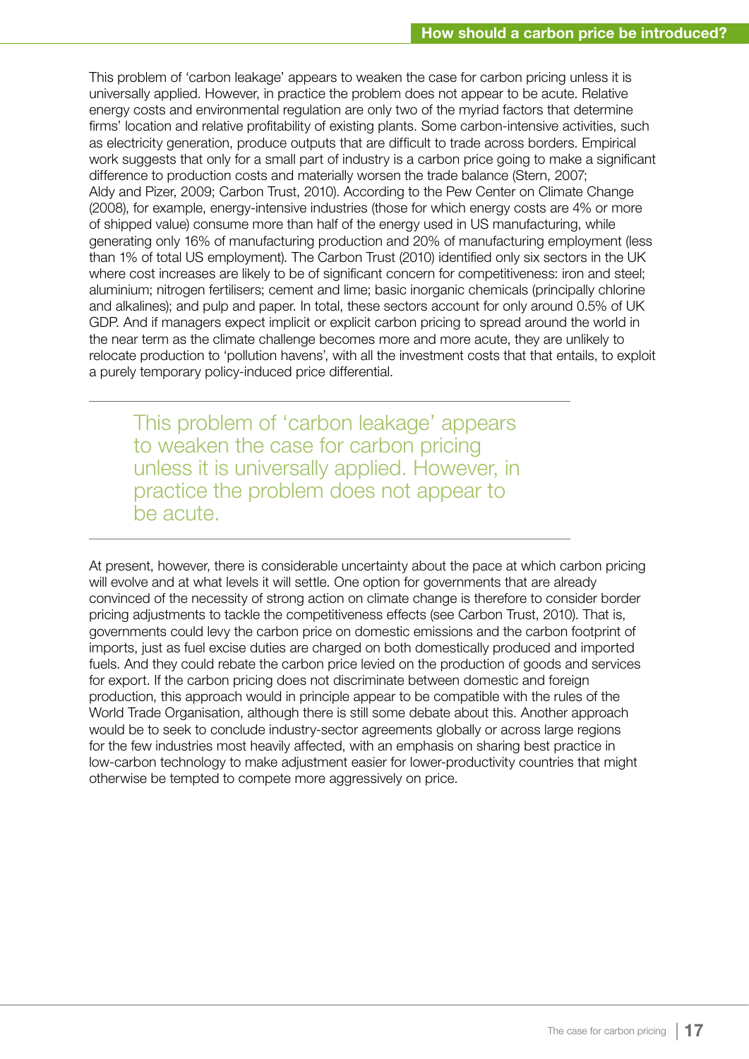This problem of 'carbon leakage' appears to weaken the case for carbon pricing unless it is universally applied. However, in practice the problem does not appear to be acute. Relative energy costs and environmental regulation are only two of the myriad factors that determine firms' location and relative profitability of existing plants. Some carbon-intensive activities, such as electricity generation, produce outputs that are difficult to trade across borders. Empirical work suggests that only for a small part of industry is a carbon price going to make a significant difference to production costs and materially worsen the trade balance (Stern, 2007; Aldy and Pizer, 2009; Carbon Trust, 2010). According to the Pew Center on Climate Change (2008), for example, energy-intensive industries (those for which energy costs are 4% or more of shipped value) consume more than half of the energy used in US manufacturing, while generating only 16% of manufacturing production and 20% of manufacturing employment (less than 1% of total US employment). The Carbon Trust (2010) identified only six sectors in the UK where cost increases are likely to be of significant concern for competitiveness: iron and steel; aluminium; nitrogen fertilisers; cement and lime; basic inorganic chemicals (principally chlorine and alkalines); and pulp and paper. In total, these sectors account for only around 0.5% of UK GDP. And if managers expect implicit or explicit carbon pricing to spread around the world in the near term as the climate challenge becomes more and more acute, they are unlikely to relocate production to 'pollution havens', with all the investment costs that that entails, to exploit a purely temporary policy-induced price differential.

> This problem of 'carbon leakage' appears to weaken the case for carbon pricing unless it is universally applied. However, in practice the problem does not appear to be acute.

At present, however, there is considerable uncertainty about the pace at which carbon pricing will evolve and at what levels it will settle. One option for governments that are already convinced of the necessity of strong action on climate change is therefore to consider border pricing adjustments to tackle the competitiveness effects (see Carbon Trust, 2010). That is, governments could levy the carbon price on domestic emissions and the carbon footprint of imports, just as fuel excise duties are charged on both domestically produced and imported fuels. And they could rebate the carbon price levied on the production of goods and services for export. If the carbon pricing does not discriminate between domestic and foreign production, this approach would in principle appear to be compatible with the rules of the World Trade Organisation, although there is still some debate about this. Another approach would be to seek to conclude industry-sector agreements globally or across large regions for the few industries most heavily affected, with an emphasis on sharing best practice in low-carbon technology to make adjustment easier for lower-productivity countries that might otherwise be tempted to compete more aggressively on price.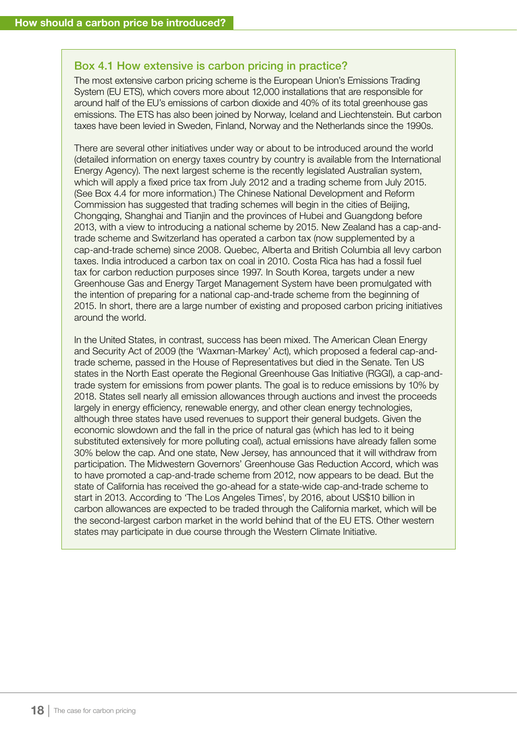## Box 4.1 How extensive is carbon pricing in practice?

The most extensive carbon pricing scheme is the European Union's Emissions Trading System (EU ETS), which covers more about 12,000 installations that are responsible for around half of the EU's emissions of carbon dioxide and 40% of its total greenhouse gas emissions. The ETS has also been joined by Norway, Iceland and Liechtenstein. But carbon taxes have been levied in Sweden, Finland, Norway and the Netherlands since the 1990s.

There are several other initiatives under way or about to be introduced around the world (detailed information on energy taxes country by country is available from the International Energy Agency). The next largest scheme is the recently legislated Australian system, which will apply a fixed price tax from July 2012 and a trading scheme from July 2015. (See Box 4.4 for more information.) The Chinese National Development and Reform Commission has suggested that trading schemes will begin in the cities of Beijing, Chongqing, Shanghai and Tianjin and the provinces of Hubei and Guangdong before 2013, with a view to introducing a national scheme by 2015. New Zealand has a cap-and-trade scheme and Switzerland has operated a carbon tax (now supplemented by a cap-and-trade scheme) since 2008. Quebec, Alberta and British Columbia all levy carbon taxes. India introduced a carbon tax on coal in 2010. Costa Rica has had a fossil fuel tax for carbon reduction purposes since 1997. In South Korea, targets under a new Greenhouse Gas and Energy Target Management System have been promulgated with the intention of preparing for a national cap-and-trade scheme from the beginning of 2015. In short, there are a large number of existing and proposed carbon pricing initiatives around the world.

In the United States, in contrast, success has been mixed. The American Clean Energy and Security Act of 2009 (the 'Waxman-Markey' Act), which proposed a federal cap-and-trade scheme, passed in the House of Representatives but died in the Senate. Ten US states in the North East operate the Regional Greenhouse Gas Initiative (RGGI), a cap-and-trade system for emissions from power plants. The goal is to reduce emissions by 10% by 2018. States sell nearly all emission allowances through auctions and invest the proceeds largely in energy efficiency, renewable energy, and other clean energy technologies, although three states have used revenues to support their general budgets. Given the economic slowdown and the fall in the price of natural gas (which has led to it being substituted extensively for more polluting coal), actual emissions have already fallen some 30% below the cap. And one state, New Jersey, has announced that it will withdraw from participation. The Midwestern Governors' Greenhouse Gas Reduction Accord, which was to have promoted a cap-and-trade scheme from 2012, now appears to be dead. But the state of California has received the go-ahead for a state-wide cap-and-trade scheme to start in 2013. According to 'The Los Angeles Times', by 2016, about US$10 billion in carbon allowances are expected to be traded through the California market, which will be the second-largest carbon market in the world behind that of the EU ETS. Other western states may participate in due course through the Western Climate Initiative.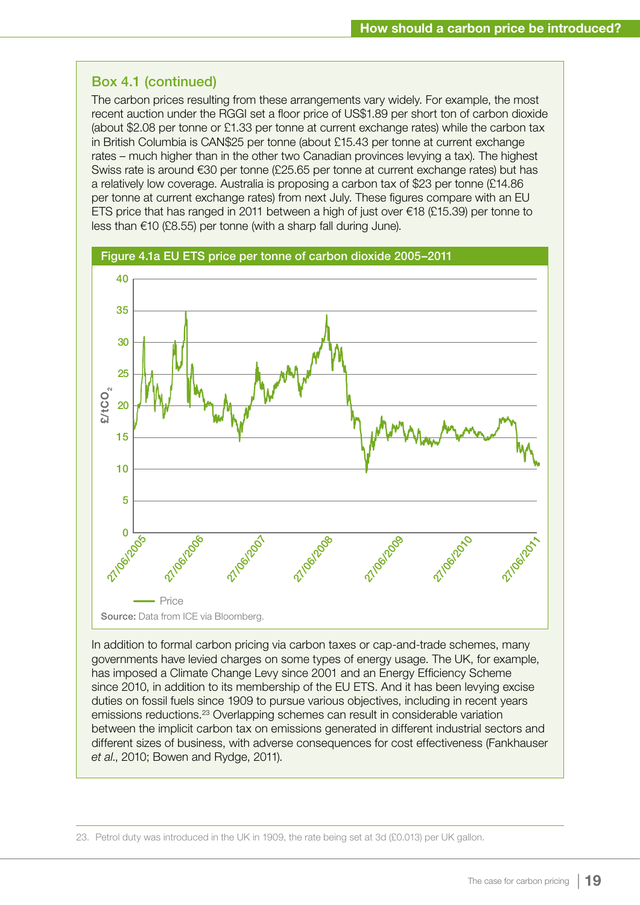## Box 4.1 (continued)

The carbon prices resulting from these arrangements vary widely. For example, the most recent auction under the RGGI set a floor price of US$1.89 per short ton of carbon dioxide (about $2.08 per tonne or £1.33 per tonne at current exchange rates) while the carbon tax in British Columbia is CAN$25 per tonne (about £15.43 per tonne at current exchange rates – much higher than in the other two Canadian provinces levying a tax). The highest Swiss rate is around €30 per tonne (£25.65 per tonne at current exchange rates) but has a relatively low coverage. Australia is proposing a carbon tax of $23 per tonne (£14.86 per tonne at current exchange rates) from next July. These figures compare with an EU ETS price that has ranged in 2011 between a high of just over €18 (£15.39) per tonne to less than €10 (£8.55) per tonne (with a sharp fall during June).

**Figure 4.1a EU ETS price per tonne of carbon dioxide 2005–2011**

**Source:** Data from ICE via Bloomberg.

In addition to formal carbon pricing via carbon taxes or cap-and-trade schemes, many governments have levied charges on some types of energy usage. The UK, for example, has imposed a Climate Change Levy since 2001 and an Energy Efficiency Scheme since 2010, in addition to its membership of the EU ETS. And it has been levying excise duties on fossil fuels since 1909 to pursue various objectives, including in recent years emissions reductions.[23] Overlapping schemes can result in considerable variation between the implicit carbon tax on emissions generated in different industrial sectors and different sizes of business, with adverse consequences for cost effectiveness (Fankhauser *et al.*, 2010; Bowen and Rydge, 2011).

23. Petrol duty was introduced in the UK in 1909, the rate being set at 3d (£0.013) per UK gallon.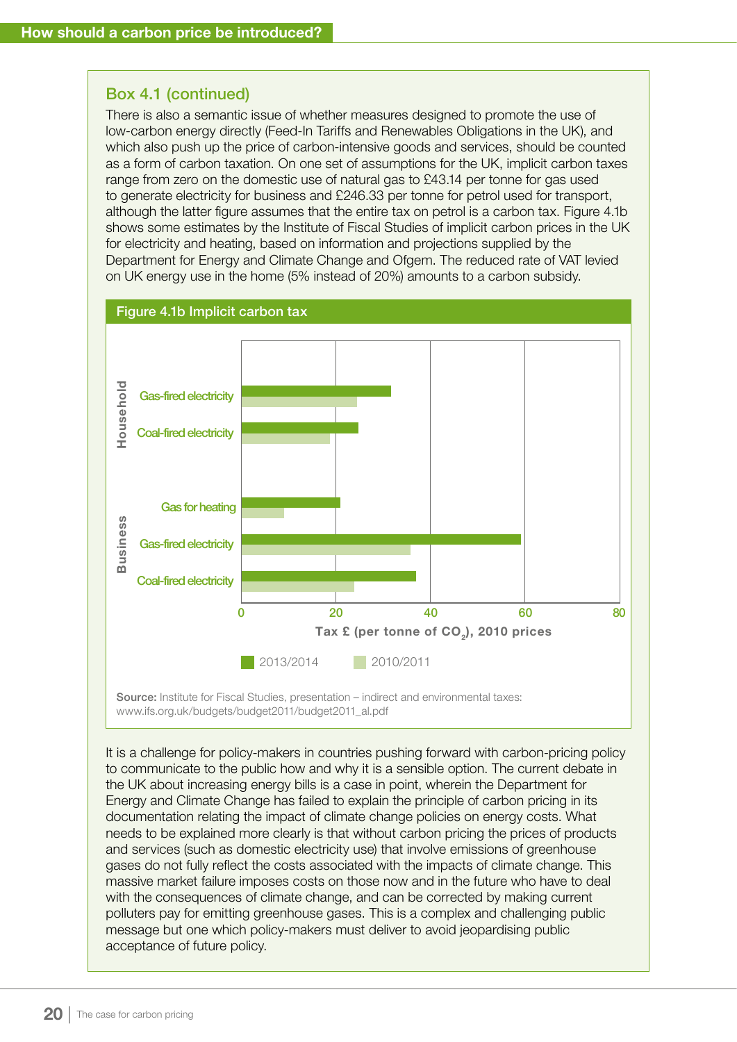## Box 4.1 (continued)

There is also a semantic issue of whether measures designed to promote the use of low-carbon energy directly (Feed-In Tariffs and Renewables Obligations in the UK), and which also push up the price of carbon-intensive goods and services, should be counted as a form of carbon taxation. On one set of assumptions for the UK, implicit carbon taxes range from zero on the domestic use of natural gas to £43.14 per tonne for gas used to generate electricity for business and £246.33 per tonne for petrol used for transport, although the latter figure assumes that the entire tax on petrol is a carbon tax. Figure 4.1b shows some estimates by the Institute of Fiscal Studies of implicit carbon prices in the UK for electricity and heating, based on information and projections supplied by the Department for Energy and Climate Change and Ofgem. The reduced rate of VAT levied on UK energy use in the home (5% instead of 20%) amounts to a carbon subsidy.

**Figure 4.1b Implicit carbon tax**

Household: Gas-fired electricity; Coal-fired electricity

Business: Gas for heating; Gas-fired electricity; Coal-fired electricity

Tax £ (per tonne of $CO_2$), 2010 prices (axis: 0, 20, 40, 60, 80)

Legend: 2013/2014; 2010/2011

**Source:** Institute for Fiscal Studies, presentation – indirect and environmental taxes: www.ifs.org.uk/budgets/budget2011/budget2011_al.pdf

It is a challenge for policy-makers in countries pushing forward with carbon-pricing policy to communicate to the public how and why it is a sensible option. The current debate in the UK about increasing energy bills is a case in point, wherein the Department for Energy and Climate Change has failed to explain the principle of carbon pricing in its documentation relating the impact of climate change policies on energy costs. What needs to be explained more clearly is that without carbon pricing the prices of products and services (such as domestic electricity use) that involve emissions of greenhouse gases do not fully reflect the costs associated with the impacts of climate change. This massive market failure imposes costs on those now and in the future who have to deal with the consequences of climate change, and can be corrected by making current polluters pay for emitting greenhouse gases. This is a complex and challenging public message but one which policy-makers must deliver to avoid jeopardising public acceptance of future policy.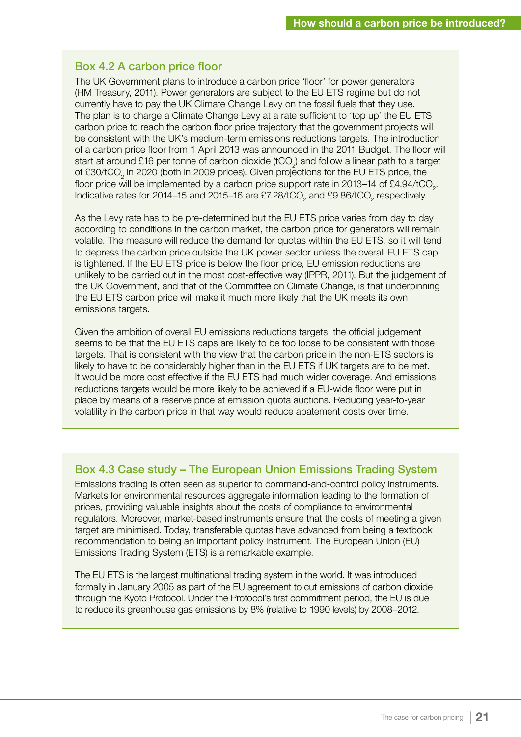### Box 4.2 A carbon price floor

The UK Government plans to introduce a carbon price 'floor' for power generators (HM Treasury, 2011). Power generators are subject to the EU ETS regime but do not currently have to pay the UK Climate Change Levy on the fossil fuels that they use. The plan is to charge a Climate Change Levy at a rate sufficient to 'top up' the EU ETS carbon price to reach the carbon floor price trajectory that the government projects will be consistent with the UK's medium-term emissions reductions targets. The introduction of a carbon price floor from 1 April 2013 was announced in the 2011 Budget. The floor will start at around £16 per tonne of carbon dioxide ($tCO_2$) and follow a linear path to a target of £30/$tCO_2$ in 2020 (both in 2009 prices). Given projections for the EU ETS price, the floor price will be implemented by a carbon price support rate in 2013–14 of £4.94/$tCO_2$. Indicative rates for 2014–15 and 2015–16 are £7.28/$tCO_2$ and £9.86/$tCO_2$ respectively.

As the Levy rate has to be pre-determined but the EU ETS price varies from day to day according to conditions in the carbon market, the carbon price for generators will remain volatile. The measure will reduce the demand for quotas within the EU ETS, so it will tend to depress the carbon price outside the UK power sector unless the overall EU ETS cap is tightened. If the EU ETS price is below the floor price, EU emission reductions are unlikely to be carried out in the most cost-effective way (IPPR, 2011). But the judgement of the UK Government, and that of the Committee on Climate Change, is that underpinning the EU ETS carbon price will make it much more likely that the UK meets its own emissions targets.

Given the ambition of overall EU emissions reductions targets, the official judgement seems to be that the EU ETS caps are likely to be too loose to be consistent with those targets. That is consistent with the view that the carbon price in the non-ETS sectors is likely to have to be considerably higher than in the EU ETS if UK targets are to be met. It would be more cost effective if the EU ETS had much wider coverage. And emissions reductions targets would be more likely to be achieved if a EU-wide floor were put in place by means of a reserve price at emission quota auctions. Reducing year-to-year volatility in the carbon price in that way would reduce abatement costs over time.

### Box 4.3 Case study – The European Union Emissions Trading System

Emissions trading is often seen as superior to command-and-control policy instruments. Markets for environmental resources aggregate information leading to the formation of prices, providing valuable insights about the costs of compliance to environmental regulators. Moreover, market-based instruments ensure that the costs of meeting a given target are minimised. Today, transferable quotas have advanced from being a textbook recommendation to being an important policy instrument. The European Union (EU) Emissions Trading System (ETS) is a remarkable example.

The EU ETS is the largest multinational trading system in the world. It was introduced formally in January 2005 as part of the EU agreement to cut emissions of carbon dioxide through the Kyoto Protocol. Under the Protocol's first commitment period, the EU is due to reduce its greenhouse gas emissions by 8% (relative to 1990 levels) by 2008–2012.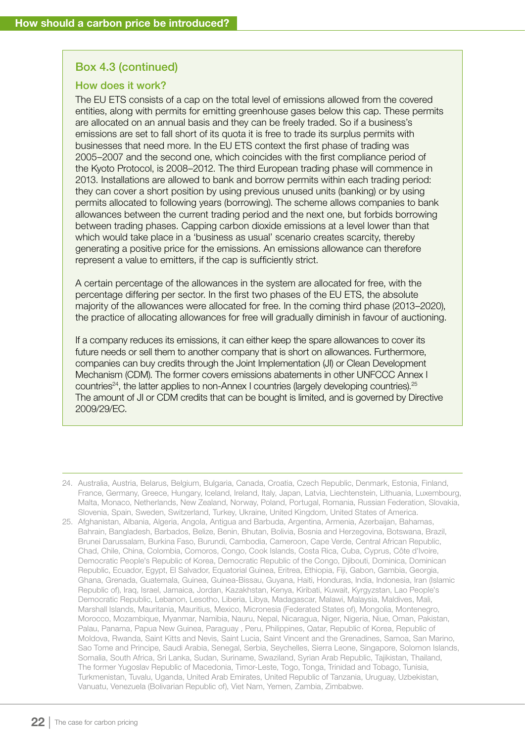## Box 4.3 (continued)

### How does it work?

The EU ETS consists of a cap on the total level of emissions allowed from the covered entities, along with permits for emitting greenhouse gases below this cap. These permits are allocated on an annual basis and they can be freely traded. So if a business's emissions are set to fall short of its quota it is free to trade its surplus permits with businesses that need more. In the EU ETS context the first phase of trading was 2005–2007 and the second one, which coincides with the first compliance period of the Kyoto Protocol, is 2008–2012. The third European trading phase will commence in 2013. Installations are allowed to bank and borrow permits within each trading period: they can cover a short position by using previous unused units (banking) or by using permits allocated to following years (borrowing). The scheme allows companies to bank allowances between the current trading period and the next one, but forbids borrowing between trading phases. Capping carbon dioxide emissions at a level lower than that which would take place in a 'business as usual' scenario creates scarcity, thereby generating a positive price for the emissions. An emissions allowance can therefore represent a value to emitters, if the cap is sufficiently strict.

A certain percentage of the allowances in the system are allocated for free, with the percentage differing per sector. In the first two phases of the EU ETS, the absolute majority of the allowances were allocated for free. In the coming third phase (2013–2020), the practice of allocating allowances for free will gradually diminish in favour of auctioning.

If a company reduces its emissions, it can either keep the spare allowances to cover its future needs or sell them to another company that is short on allowances. Furthermore, companies can buy credits through the Joint Implementation (JI) or Clean Development Mechanism (CDM). The former covers emissions abatements in other UNFCCC Annex I countries[24], the latter applies to non-Annex I countries (largely developing countries).[25] The amount of JI or CDM credits that can be bought is limited, and is governed by Directive 2009/29/EC.

---

24. Australia, Austria, Belarus, Belgium, Bulgaria, Canada, Croatia, Czech Republic, Denmark, Estonia, Finland, France, Germany, Greece, Hungary, Iceland, Ireland, Italy, Japan, Latvia, Liechtenstein, Lithuania, Luxembourg, Malta, Monaco, Netherlands, New Zealand, Norway, Poland, Portugal, Romania, Russian Federation, Slovakia, Slovenia, Spain, Sweden, Switzerland, Turkey, Ukraine, United Kingdom, United States of America.
25. Afghanistan, Albania, Algeria, Angola, Antigua and Barbuda, Argentina, Armenia, Azerbaijan, Bahamas, Bahrain, Bangladesh, Barbados, Belize, Benin, Bhutan, Bolivia, Bosnia and Herzegovina, Botswana, Brazil, Brunei Darussalam, Burkina Faso, Burundi, Cambodia, Cameroon, Cape Verde, Central African Republic, Chad, Chile, China, Colombia, Comoros, Congo, Cook Islands, Costa Rica, Cuba, Cyprus, Côte d'Ivoire, Democratic People's Republic of Korea, Democratic Republic of the Congo, Djibouti, Dominica, Dominican Republic, Ecuador, Egypt, El Salvador, Equatorial Guinea, Eritrea, Ethiopia, Fiji, Gabon, Gambia, Georgia, Ghana, Grenada, Guatemala, Guinea, Guinea-Bissau, Guyana, Haiti, Honduras, India, Indonesia, Iran (Islamic Republic of), Iraq, Israel, Jamaica, Jordan, Kazakhstan, Kenya, Kiribati, Kuwait, Kyrgyzstan, Lao People's Democratic Republic, Lebanon, Lesotho, Liberia, Libya, Madagascar, Malawi, Malaysia, Maldives, Mali, Marshall Islands, Mauritania, Mauritius, Mexico, Micronesia (Federated States of), Mongolia, Montenegro, Morocco, Mozambique, Myanmar, Namibia, Nauru, Nepal, Nicaragua, Niger, Nigeria, Niue, Oman, Pakistan, Palau, Panama, Papua New Guinea, Paraguay , Peru, Philippines, Qatar, Republic of Korea, Republic of Moldova, Rwanda, Saint Kitts and Nevis, Saint Lucia, Saint Vincent and the Grenadines, Samoa, San Marino, Sao Tome and Principe, Saudi Arabia, Senegal, Serbia, Seychelles, Sierra Leone, Singapore, Solomon Islands, Somalia, South Africa, Sri Lanka, Sudan, Suriname, Swaziland, Syrian Arab Republic, Tajikistan, Thailand, The former Yugoslav Republic of Macedonia, Timor-Leste, Togo, Tonga, Trinidad and Tobago, Tunisia, Turkmenistan, Tuvalu, Uganda, United Arab Emirates, United Republic of Tanzania, Uruguay, Uzbekistan, Vanuatu, Venezuela (Bolivarian Republic of), Viet Nam, Yemen, Zambia, Zimbabwe.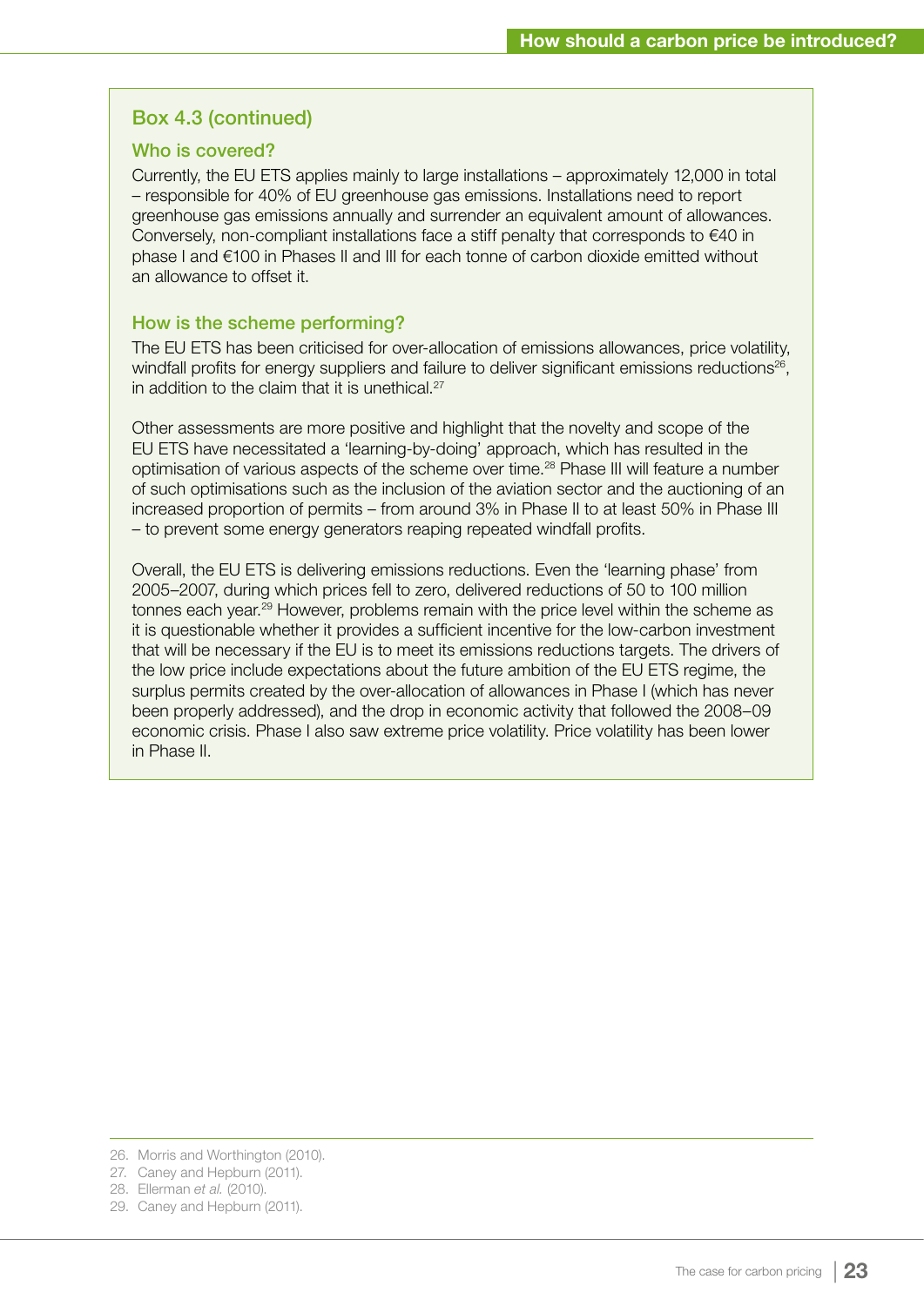### Box 4.3 (continued)

#### Who is covered?

Currently, the EU ETS applies mainly to large installations – approximately 12,000 in total – responsible for 40% of EU greenhouse gas emissions. Installations need to report greenhouse gas emissions annually and surrender an equivalent amount of allowances. Conversely, non-compliant installations face a stiff penalty that corresponds to €40 in phase I and €100 in Phases II and III for each tonne of carbon dioxide emitted without an allowance to offset it.

#### How is the scheme performing?

The EU ETS has been criticised for over-allocation of emissions allowances, price volatility, windfall profits for energy suppliers and failure to deliver significant emissions reductions[26], in addition to the claim that it is unethical.[27]

Other assessments are more positive and highlight that the novelty and scope of the EU ETS have necessitated a 'learning-by-doing' approach, which has resulted in the optimisation of various aspects of the scheme over time.[28] Phase III will feature a number of such optimisations such as the inclusion of the aviation sector and the auctioning of an increased proportion of permits – from around 3% in Phase II to at least 50% in Phase III – to prevent some energy generators reaping repeated windfall profits.

Overall, the EU ETS is delivering emissions reductions. Even the 'learning phase' from 2005–2007, during which prices fell to zero, delivered reductions of 50 to 100 million tonnes each year.[29] However, problems remain with the price level within the scheme as it is questionable whether it provides a sufficient incentive for the low-carbon investment that will be necessary if the EU is to meet its emissions reductions targets. The drivers of the low price include expectations about the future ambition of the EU ETS regime, the surplus permits created by the over-allocation of allowances in Phase I (which has never been properly addressed), and the drop in economic activity that followed the 2008–09 economic crisis. Phase I also saw extreme price volatility. Price volatility has been lower in Phase II.

---

26. Morris and Worthington (2010).
27. Caney and Hepburn (2011).
28. Ellerman *et al.* (2010).
29. Caney and Hepburn (2011).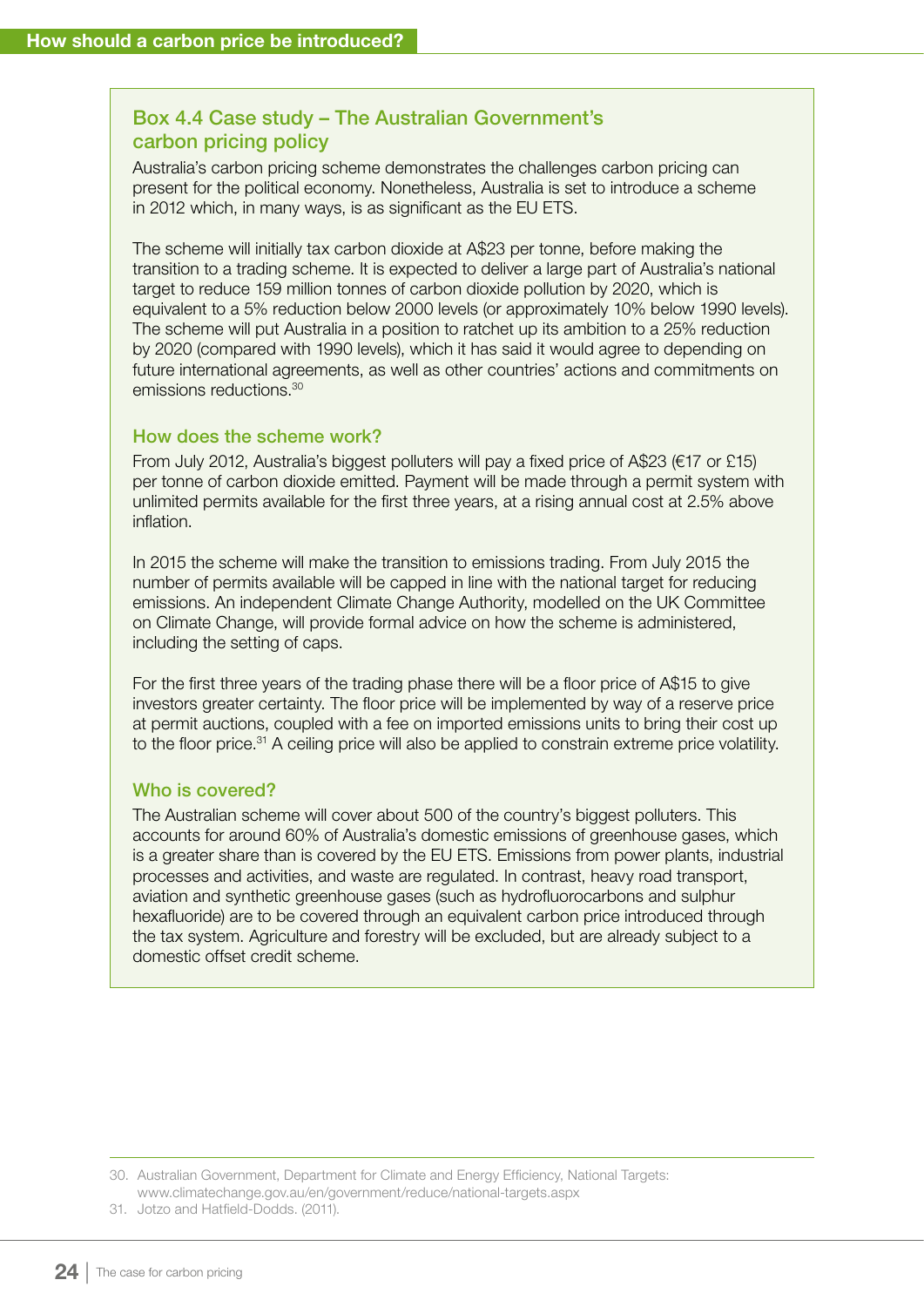## Box 4.4 Case study – The Australian Government's carbon pricing policy

Australia's carbon pricing scheme demonstrates the challenges carbon pricing can present for the political economy. Nonetheless, Australia is set to introduce a scheme in 2012 which, in many ways, is as significant as the EU ETS.

The scheme will initially tax carbon dioxide at A$23 per tonne, before making the transition to a trading scheme. It is expected to deliver a large part of Australia's national target to reduce 159 million tonnes of carbon dioxide pollution by 2020, which is equivalent to a 5% reduction below 2000 levels (or approximately 10% below 1990 levels). The scheme will put Australia in a position to ratchet up its ambition to a 25% reduction by 2020 (compared with 1990 levels), which it has said it would agree to depending on future international agreements, as well as other countries' actions and commitments on emissions reductions.[30]

### How does the scheme work?

From July 2012, Australia's biggest polluters will pay a fixed price of A$23 (€17 or £15) per tonne of carbon dioxide emitted. Payment will be made through a permit system with unlimited permits available for the first three years, at a rising annual cost at 2.5% above inflation.

In 2015 the scheme will make the transition to emissions trading. From July 2015 the number of permits available will be capped in line with the national target for reducing emissions. An independent Climate Change Authority, modelled on the UK Committee on Climate Change, will provide formal advice on how the scheme is administered, including the setting of caps.

For the first three years of the trading phase there will be a floor price of A$15 to give investors greater certainty. The floor price will be implemented by way of a reserve price at permit auctions, coupled with a fee on imported emissions units to bring their cost up to the floor price.[31] A ceiling price will also be applied to constrain extreme price volatility.

### Who is covered?

The Australian scheme will cover about 500 of the country's biggest polluters. This accounts for around 60% of Australia's domestic emissions of greenhouse gases, which is a greater share than is covered by the EU ETS. Emissions from power plants, industrial processes and activities, and waste are regulated. In contrast, heavy road transport, aviation and synthetic greenhouse gases (such as hydrofluorocarbons and sulphur hexafluoride) are to be covered through an equivalent carbon price introduced through the tax system. Agriculture and forestry will be excluded, but are already subject to a domestic offset credit scheme.

---

30. Australian Government, Department for Climate and Energy Efficiency, National Targets: www.climatechange.gov.au/en/government/reduce/national-targets.aspx
31. Jotzo and Hatfield-Dodds. (2011).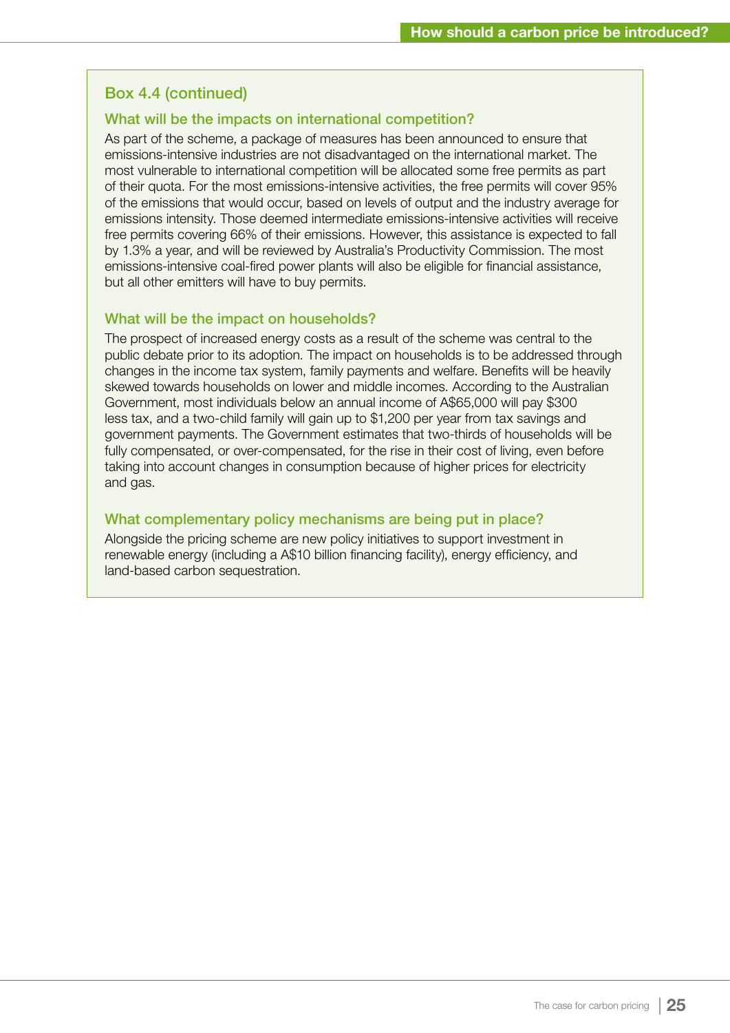## Box 4.4 (continued)

### What will be the impacts on international competition?

As part of the scheme, a package of measures has been announced to ensure that emissions-intensive industries are not disadvantaged on the international market. The most vulnerable to international competition will be allocated some free permits as part of their quota. For the most emissions-intensive activities, the free permits will cover 95% of the emissions that would occur, based on levels of output and the industry average for emissions intensity. Those deemed intermediate emissions-intensive activities will receive free permits covering 66% of their emissions. However, this assistance is expected to fall by 1.3% a year, and will be reviewed by Australia's Productivity Commission. The most emissions-intensive coal-fired power plants will also be eligible for financial assistance, but all other emitters will have to buy permits.

### What will be the impact on households?

The prospect of increased energy costs as a result of the scheme was central to the public debate prior to its adoption. The impact on households is to be addressed through changes in the income tax system, family payments and welfare. Benefits will be heavily skewed towards households on lower and middle incomes. According to the Australian Government, most individuals below an annual income of A$65,000 will pay $300 less tax, and a two-child family will gain up to $1,200 per year from tax savings and government payments. The Government estimates that two-thirds of households will be fully compensated, or over-compensated, for the rise in their cost of living, even before taking into account changes in consumption because of higher prices for electricity and gas.

### What complementary policy mechanisms are being put in place?

Alongside the pricing scheme are new policy initiatives to support investment in renewable energy (including a A$10 billion financing facility), energy efficiency, and land-based carbon sequestration.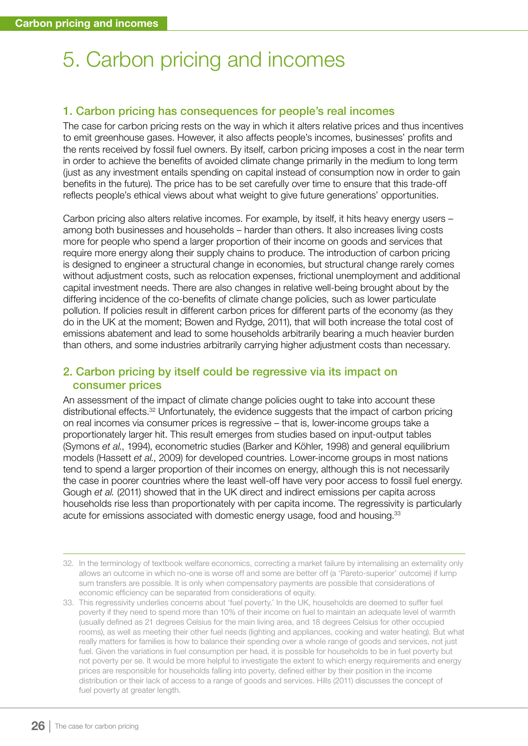# 5. Carbon pricing and incomes

## 1. Carbon pricing has consequences for people's real incomes

The case for carbon pricing rests on the way in which it alters relative prices and thus incentives to emit greenhouse gases. However, it also affects people's incomes, businesses' profits and the rents received by fossil fuel owners. By itself, carbon pricing imposes a cost in the near term in order to achieve the benefits of avoided climate change primarily in the medium to long term (just as any investment entails spending on capital instead of consumption now in order to gain benefits in the future). The price has to be set carefully over time to ensure that this trade-off reflects people's ethical views about what weight to give future generations' opportunities.

Carbon pricing also alters relative incomes. For example, by itself, it hits heavy energy users – among both businesses and households – harder than others. It also increases living costs more for people who spend a larger proportion of their income on goods and services that require more energy along their supply chains to produce. The introduction of carbon pricing is designed to engineer a structural change in economies, but structural change rarely comes without adjustment costs, such as relocation expenses, frictional unemployment and additional capital investment needs. There are also changes in relative well-being brought about by the differing incidence of the co-benefits of climate change policies, such as lower particulate pollution. If policies result in different carbon prices for different parts of the economy (as they do in the UK at the moment; Bowen and Rydge, 2011), that will both increase the total cost of emissions abatement and lead to some households arbitrarily bearing a much heavier burden than others, and some industries arbitrarily carrying higher adjustment costs than necessary.

## 2. Carbon pricing by itself could be regressive via its impact on consumer prices

An assessment of the impact of climate change policies ought to take into account these distributional effects.[32] Unfortunately, the evidence suggests that the impact of carbon pricing on real incomes via consumer prices is regressive – that is, lower-income groups take a proportionately larger hit. This result emerges from studies based on input-output tables (Symons *et al.*, 1994), econometric studies (Barker and Köhler, 1998) and general equilibrium models (Hassett *et al.*, 2009) for developed countries. Lower-income groups in most nations tend to spend a larger proportion of their incomes on energy, although this is not necessarily the case in poorer countries where the least well-off have very poor access to fossil fuel energy. Gough *et al.* (2011) showed that in the UK direct and indirect emissions per capita across households rise less than proportionately with per capita income. The regressivity is particularly acute for emissions associated with domestic energy usage, food and housing.[33]

---

32. In the terminology of textbook welfare economics, correcting a market failure by internalising an externality only allows an outcome in which no-one is worse off and some are better off (a 'Pareto-superior' outcome) if lump sum transfers are possible. It is only when compensatory payments are possible that considerations of economic efficiency can be separated from considerations of equity.

33. This regressivity underlies concerns about 'fuel poverty.' In the UK, households are deemed to suffer fuel poverty if they need to spend more than 10% of their income on fuel to maintain an adequate level of warmth (usually defined as 21 degrees Celsius for the main living area, and 18 degrees Celsius for other occupied rooms), as well as meeting their other fuel needs (lighting and appliances, cooking and water heating). But what really matters for families is how to balance their spending over a whole range of goods and services, not just fuel. Given the variations in fuel consumption per head, it is possible for households to be in fuel poverty but not poverty per se. It would be more helpful to investigate the extent to which energy requirements and energy prices are responsible for households falling into poverty, defined either by their position in the income distribution or their lack of access to a range of goods and services. Hills (2011) discusses the concept of fuel poverty at greater length.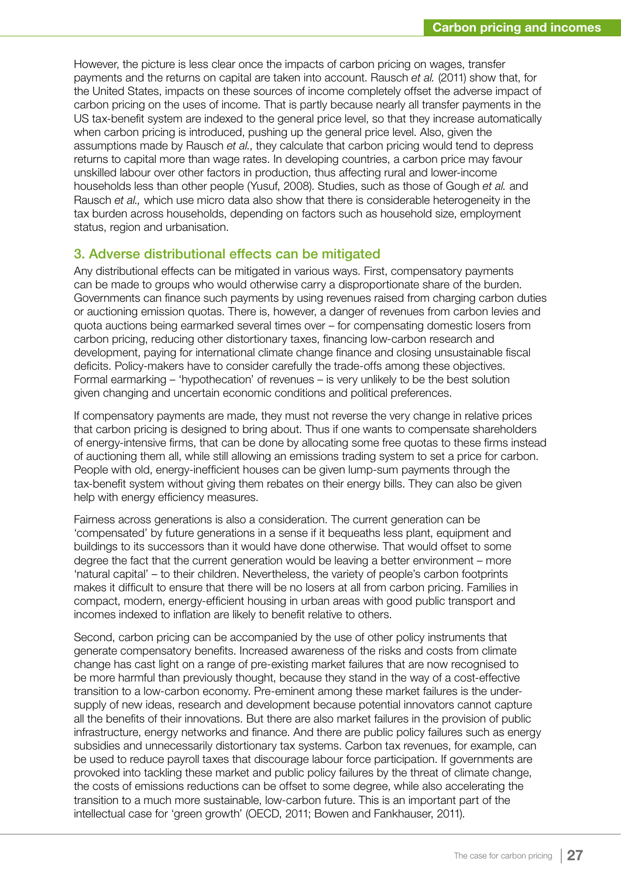However, the picture is less clear once the impacts of carbon pricing on wages, transfer payments and the returns on capital are taken into account. Rausch *et al.* (2011) show that, for the United States, impacts on these sources of income completely offset the adverse impact of carbon pricing on the uses of income. That is partly because nearly all transfer payments in the US tax-benefit system are indexed to the general price level, so that they increase automatically when carbon pricing is introduced, pushing up the general price level. Also, given the assumptions made by Rausch *et al.*, they calculate that carbon pricing would tend to depress returns to capital more than wage rates. In developing countries, a carbon price may favour unskilled labour over other factors in production, thus affecting rural and lower-income households less than other people (Yusuf, 2008). Studies, such as those of Gough *et al.* and Rausch *et al.,* which use micro data also show that there is considerable heterogeneity in the tax burden across households, depending on factors such as household size, employment status, region and urbanisation.

## 3. Adverse distributional effects can be mitigated

Any distributional effects can be mitigated in various ways. First, compensatory payments can be made to groups who would otherwise carry a disproportionate share of the burden. Governments can finance such payments by using revenues raised from charging carbon duties or auctioning emission quotas. There is, however, a danger of revenues from carbon levies and quota auctions being earmarked several times over – for compensating domestic losers from carbon pricing, reducing other distortionary taxes, financing low-carbon research and development, paying for international climate change finance and closing unsustainable fiscal deficits. Policy-makers have to consider carefully the trade-offs among these objectives. Formal earmarking – 'hypothecation' of revenues – is very unlikely to be the best solution given changing and uncertain economic conditions and political preferences.

If compensatory payments are made, they must not reverse the very change in relative prices that carbon pricing is designed to bring about. Thus if one wants to compensate shareholders of energy-intensive firms, that can be done by allocating some free quotas to these firms instead of auctioning them all, while still allowing an emissions trading system to set a price for carbon. People with old, energy-inefficient houses can be given lump-sum payments through the tax-benefit system without giving them rebates on their energy bills. They can also be given help with energy efficiency measures.

Fairness across generations is also a consideration. The current generation can be 'compensated' by future generations in a sense if it bequeaths less plant, equipment and buildings to its successors than it would have done otherwise. That would offset to some degree the fact that the current generation would be leaving a better environment – more 'natural capital' – to their children. Nevertheless, the variety of people's carbon footprints makes it difficult to ensure that there will be no losers at all from carbon pricing. Families in compact, modern, energy-efficient housing in urban areas with good public transport and incomes indexed to inflation are likely to benefit relative to others.

Second, carbon pricing can be accompanied by the use of other policy instruments that generate compensatory benefits. Increased awareness of the risks and costs from climate change has cast light on a range of pre-existing market failures that are now recognised to be more harmful than previously thought, because they stand in the way of a cost-effective transition to a low-carbon economy. Pre-eminent among these market failures is the under-supply of new ideas, research and development because potential innovators cannot capture all the benefits of their innovations. But there are also market failures in the provision of public infrastructure, energy networks and finance. And there are public policy failures such as energy subsidies and unnecessarily distortionary tax systems. Carbon tax revenues, for example, can be used to reduce payroll taxes that discourage labour force participation. If governments are provoked into tackling these market and public policy failures by the threat of climate change, the costs of emissions reductions can be offset to some degree, while also accelerating the transition to a much more sustainable, low-carbon future. This is an important part of the intellectual case for 'green growth' (OECD, 2011; Bowen and Fankhauser, 2011).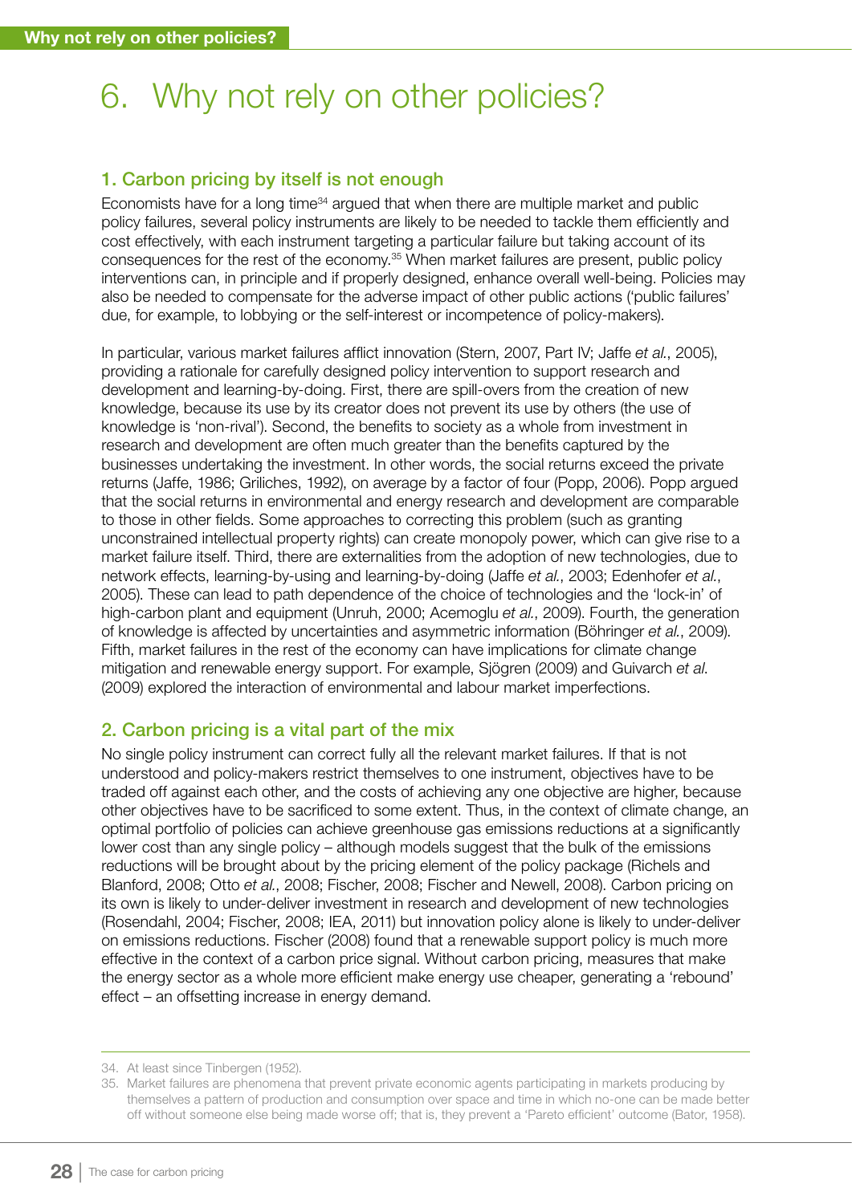# 6. Why not rely on other policies?

## 1. Carbon pricing by itself is not enough

Economists have for a long time[34] argued that when there are multiple market and public policy failures, several policy instruments are likely to be needed to tackle them efficiently and cost effectively, with each instrument targeting a particular failure but taking account of its consequences for the rest of the economy.[35] When market failures are present, public policy interventions can, in principle and if properly designed, enhance overall well-being. Policies may also be needed to compensate for the adverse impact of other public actions ('public failures' due, for example, to lobbying or the self-interest or incompetence of policy-makers).

In particular, various market failures afflict innovation (Stern, 2007, Part IV; Jaffe *et al.*, 2005), providing a rationale for carefully designed policy intervention to support research and development and learning-by-doing. First, there are spill-overs from the creation of new knowledge, because its use by its creator does not prevent its use by others (the use of knowledge is 'non-rival'). Second, the benefits to society as a whole from investment in research and development are often much greater than the benefits captured by the businesses undertaking the investment. In other words, the social returns exceed the private returns (Jaffe, 1986; Griliches, 1992), on average by a factor of four (Popp, 2006). Popp argued that the social returns in environmental and energy research and development are comparable to those in other fields. Some approaches to correcting this problem (such as granting unconstrained intellectual property rights) can create monopoly power, which can give rise to a market failure itself. Third, there are externalities from the adoption of new technologies, due to network effects, learning-by-using and learning-by-doing (Jaffe *et al.*, 2003; Edenhofer *et al.*, 2005). These can lead to path dependence of the choice of technologies and the 'lock-in' of high-carbon plant and equipment (Unruh, 2000; Acemoglu *et al.*, 2009). Fourth, the generation of knowledge is affected by uncertainties and asymmetric information (Böhringer *et al.*, 2009). Fifth, market failures in the rest of the economy can have implications for climate change mitigation and renewable energy support. For example, Sjögren (2009) and Guivarch *et al.* (2009) explored the interaction of environmental and labour market imperfections.

## 2. Carbon pricing is a vital part of the mix

No single policy instrument can correct fully all the relevant market failures. If that is not understood and policy-makers restrict themselves to one instrument, objectives have to be traded off against each other, and the costs of achieving any one objective are higher, because other objectives have to be sacrificed to some extent. Thus, in the context of climate change, an optimal portfolio of policies can achieve greenhouse gas emissions reductions at a significantly lower cost than any single policy – although models suggest that the bulk of the emissions reductions will be brought about by the pricing element of the policy package (Richels and Blanford, 2008; Otto *et al.*, 2008; Fischer, 2008; Fischer and Newell, 2008). Carbon pricing on its own is likely to under-deliver investment in research and development of new technologies (Rosendahl, 2004; Fischer, 2008; IEA, 2011) but innovation policy alone is likely to under-deliver on emissions reductions. Fischer (2008) found that a renewable support policy is much more effective in the context of a carbon price signal. Without carbon pricing, measures that make the energy sector as a whole more efficient make energy use cheaper, generating a 'rebound' effect – an offsetting increase in energy demand.

---

34. At least since Tinbergen (1952).

35. Market failures are phenomena that prevent private economic agents participating in markets producing by themselves a pattern of production and consumption over space and time in which no-one can be made better off without someone else being made worse off; that is, they prevent a 'Pareto efficient' outcome (Bator, 1958).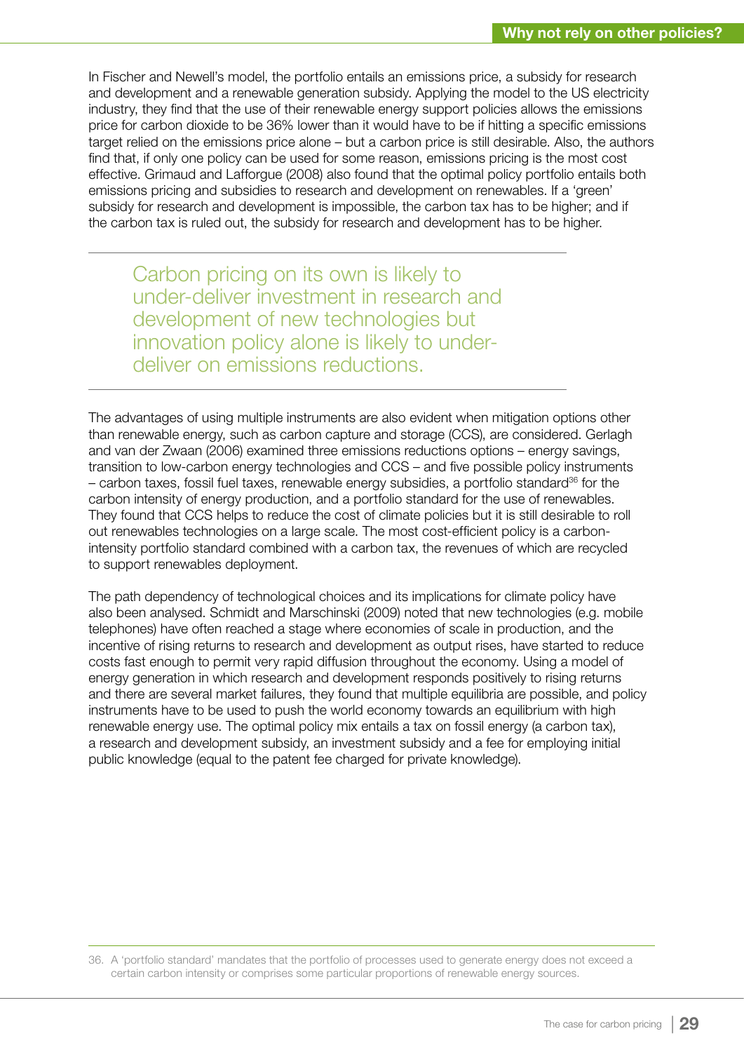In Fischer and Newell's model, the portfolio entails an emissions price, a subsidy for research and development and a renewable generation subsidy. Applying the model to the US electricity industry, they find that the use of their renewable energy support policies allows the emissions price for carbon dioxide to be 36% lower than it would have to be if hitting a specific emissions target relied on the emissions price alone – but a carbon price is still desirable. Also, the authors find that, if only one policy can be used for some reason, emissions pricing is the most cost effective. Grimaud and Lafforgue (2008) also found that the optimal policy portfolio entails both emissions pricing and subsidies to research and development on renewables. If a 'green' subsidy for research and development is impossible, the carbon tax has to be higher; and if the carbon tax is ruled out, the subsidy for research and development has to be higher.

> Carbon pricing on its own is likely to under-deliver investment in research and development of new technologies but innovation policy alone is likely to under-deliver on emissions reductions.

The advantages of using multiple instruments are also evident when mitigation options other than renewable energy, such as carbon capture and storage (CCS), are considered. Gerlagh and van der Zwaan (2006) examined three emissions reductions options – energy savings, transition to low-carbon energy technologies and CCS – and five possible policy instruments – carbon taxes, fossil fuel taxes, renewable energy subsidies, a portfolio standard[36] for the carbon intensity of energy production, and a portfolio standard for the use of renewables. They found that CCS helps to reduce the cost of climate policies but it is still desirable to roll out renewables technologies on a large scale. The most cost-efficient policy is a carbon-intensity portfolio standard combined with a carbon tax, the revenues of which are recycled to support renewables deployment.

The path dependency of technological choices and its implications for climate policy have also been analysed. Schmidt and Marschinski (2009) noted that new technologies (e.g. mobile telephones) have often reached a stage where economies of scale in production, and the incentive of rising returns to research and development as output rises, have started to reduce costs fast enough to permit very rapid diffusion throughout the economy. Using a model of energy generation in which research and development responds positively to rising returns and there are several market failures, they found that multiple equilibria are possible, and policy instruments have to be used to push the world economy towards an equilibrium with high renewable energy use. The optimal policy mix entails a tax on fossil energy (a carbon tax), a research and development subsidy, an investment subsidy and a fee for employing initial public knowledge (equal to the patent fee charged for private knowledge).

---

36. A 'portfolio standard' mandates that the portfolio of processes used to generate energy does not exceed a certain carbon intensity or comprises some particular proportions of renewable energy sources.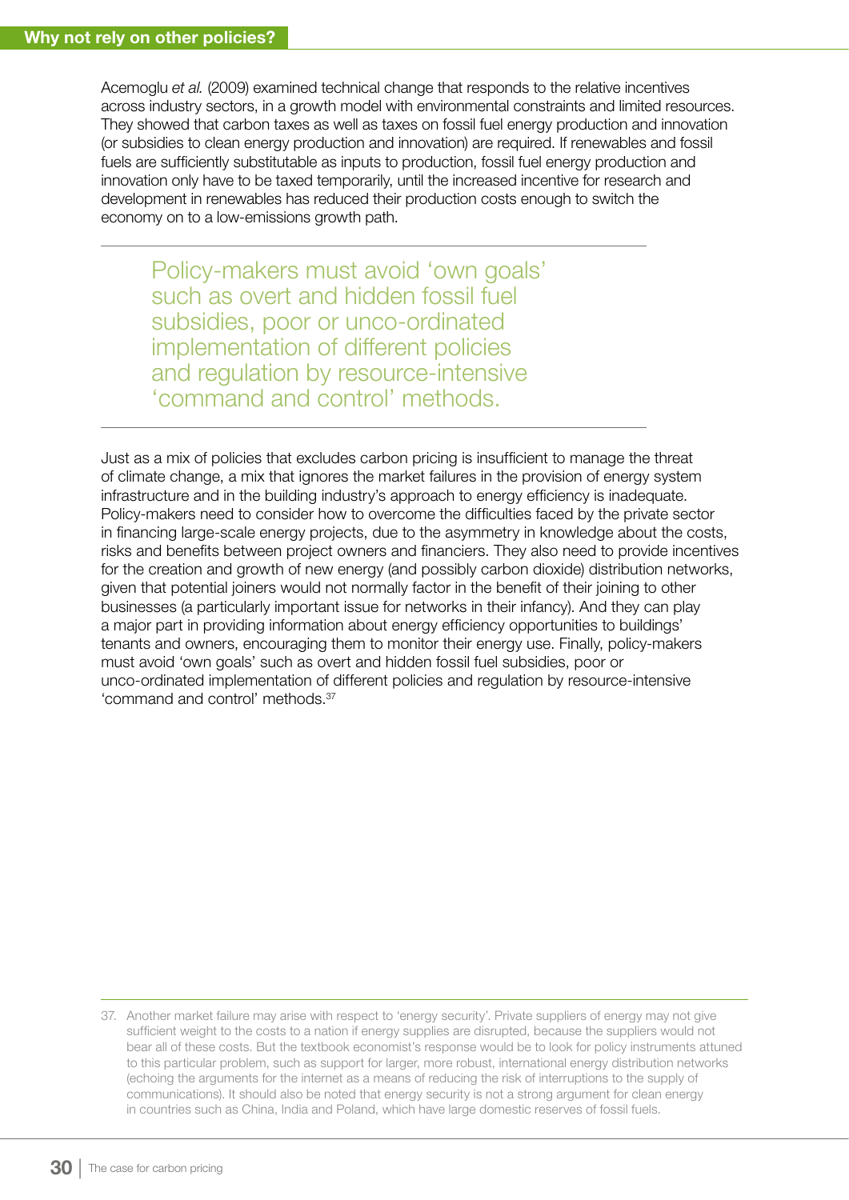Acemoglu *et al.* (2009) examined technical change that responds to the relative incentives across industry sectors, in a growth model with environmental constraints and limited resources. They showed that carbon taxes as well as taxes on fossil fuel energy production and innovation (or subsidies to clean energy production and innovation) are required. If renewables and fossil fuels are sufficiently substitutable as inputs to production, fossil fuel energy production and innovation only have to be taxed temporarily, until the increased incentive for research and development in renewables has reduced their production costs enough to switch the economy on to a low-emissions growth path.

> Policy-makers must avoid 'own goals' such as overt and hidden fossil fuel subsidies, poor or unco-ordinated implementation of different policies and regulation by resource-intensive 'command and control' methods.

Just as a mix of policies that excludes carbon pricing is insufficient to manage the threat of climate change, a mix that ignores the market failures in the provision of energy system infrastructure and in the building industry's approach to energy efficiency is inadequate. Policy-makers need to consider how to overcome the difficulties faced by the private sector in financing large-scale energy projects, due to the asymmetry in knowledge about the costs, risks and benefits between project owners and financiers. They also need to provide incentives for the creation and growth of new energy (and possibly carbon dioxide) distribution networks, given that potential joiners would not normally factor in the benefit of their joining to other businesses (a particularly important issue for networks in their infancy). And they can play a major part in providing information about energy efficiency opportunities to buildings' tenants and owners, encouraging them to monitor their energy use. Finally, policy-makers must avoid 'own goals' such as overt and hidden fossil fuel subsidies, poor or unco-ordinated implementation of different policies and regulation by resource-intensive 'command and control' methods.[37]

---

37. Another market failure may arise with respect to 'energy security'. Private suppliers of energy may not give sufficient weight to the costs to a nation if energy supplies are disrupted, because the suppliers would not bear all of these costs. But the textbook economist's response would be to look for policy instruments attuned to this particular problem, such as support for larger, more robust, international energy distribution networks (echoing the arguments for the internet as a means of reducing the risk of interruptions to the supply of communications). It should also be noted that energy security is not a strong argument for clean energy in countries such as China, India and Poland, which have large domestic reserves of fossil fuels.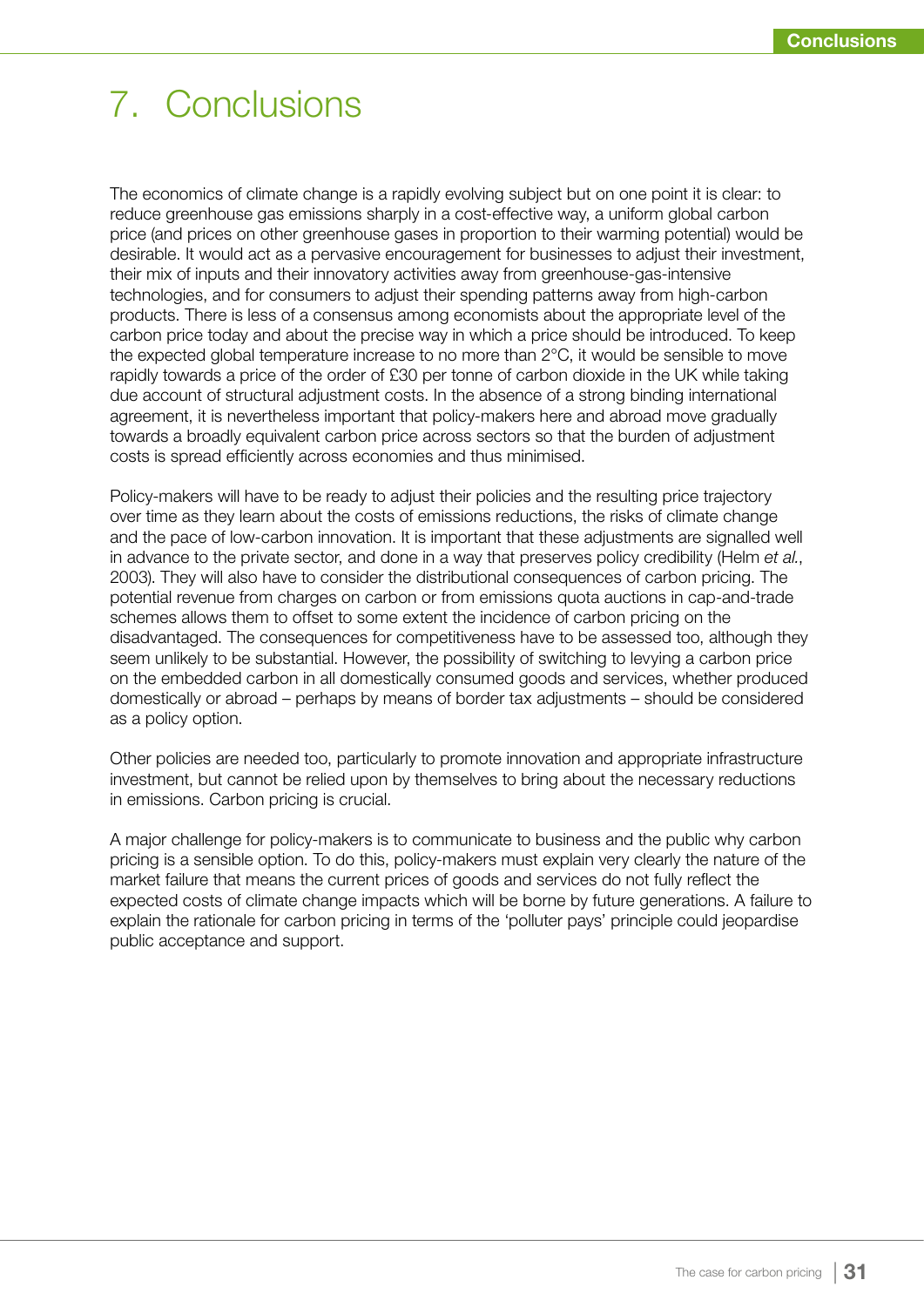# 7. Conclusions

The economics of climate change is a rapidly evolving subject but on one point it is clear: to reduce greenhouse gas emissions sharply in a cost-effective way, a uniform global carbon price (and prices on other greenhouse gases in proportion to their warming potential) would be desirable. It would act as a pervasive encouragement for businesses to adjust their investment, their mix of inputs and their innovatory activities away from greenhouse-gas-intensive technologies, and for consumers to adjust their spending patterns away from high-carbon products. There is less of a consensus among economists about the appropriate level of the carbon price today and about the precise way in which a price should be introduced. To keep the expected global temperature increase to no more than 2°C, it would be sensible to move rapidly towards a price of the order of £30 per tonne of carbon dioxide in the UK while taking due account of structural adjustment costs. In the absence of a strong binding international agreement, it is nevertheless important that policy-makers here and abroad move gradually towards a broadly equivalent carbon price across sectors so that the burden of adjustment costs is spread efficiently across economies and thus minimised.

Policy-makers will have to be ready to adjust their policies and the resulting price trajectory over time as they learn about the costs of emissions reductions, the risks of climate change and the pace of low-carbon innovation. It is important that these adjustments are signalled well in advance to the private sector, and done in a way that preserves policy credibility (Helm *et al.*, 2003). They will also have to consider the distributional consequences of carbon pricing. The potential revenue from charges on carbon or from emissions quota auctions in cap-and-trade schemes allows them to offset to some extent the incidence of carbon pricing on the disadvantaged. The consequences for competitiveness have to be assessed too, although they seem unlikely to be substantial. However, the possibility of switching to levying a carbon price on the embedded carbon in all domestically consumed goods and services, whether produced domestically or abroad – perhaps by means of border tax adjustments – should be considered as a policy option.

Other policies are needed too, particularly to promote innovation and appropriate infrastructure investment, but cannot be relied upon by themselves to bring about the necessary reductions in emissions. Carbon pricing is crucial.

A major challenge for policy-makers is to communicate to business and the public why carbon pricing is a sensible option. To do this, policy-makers must explain very clearly the nature of the market failure that means the current prices of goods and services do not fully reflect the expected costs of climate change impacts which will be borne by future generations. A failure to explain the rationale for carbon pricing in terms of the 'polluter pays' principle could jeopardise public acceptance and support.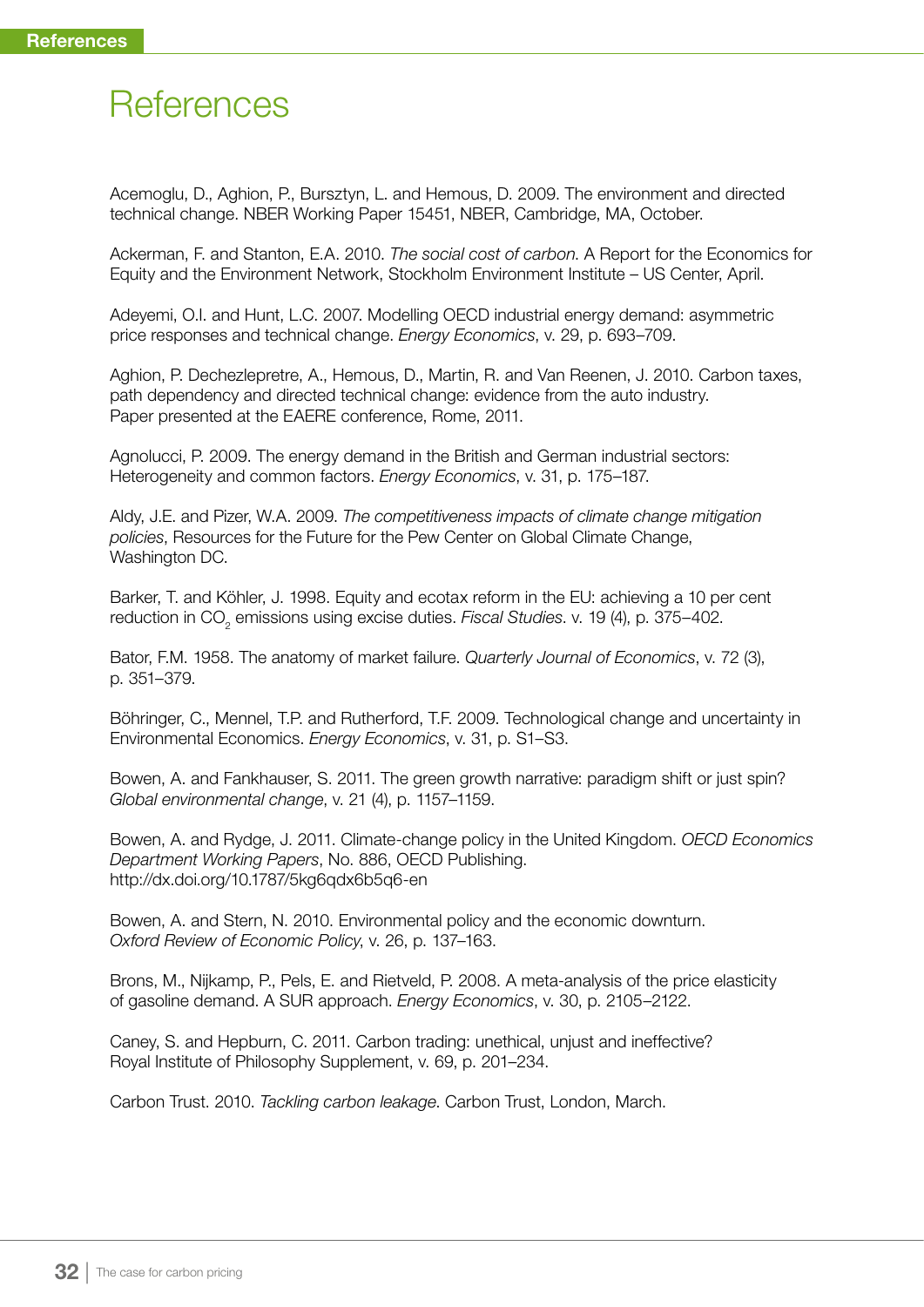# References

Acemoglu, D., Aghion, P., Bursztyn, L. and Hemous, D. 2009. The environment and directed technical change. NBER Working Paper 15451, NBER, Cambridge, MA, October.

Ackerman, F. and Stanton, E.A. 2010. *The social cost of carbon*. A Report for the Economics for Equity and the Environment Network, Stockholm Environment Institute – US Center, April.

Adeyemi, O.I. and Hunt, L.C. 2007. Modelling OECD industrial energy demand: asymmetric price responses and technical change. *Energy Economics*, v. 29, p. 693–709.

Aghion, P. Dechezlepretre, A., Hemous, D., Martin, R. and Van Reenen, J. 2010. Carbon taxes, path dependency and directed technical change: evidence from the auto industry. Paper presented at the EAERE conference, Rome, 2011.

Agnolucci, P. 2009. The energy demand in the British and German industrial sectors: Heterogeneity and common factors. *Energy Economics*, v. 31, p. 175–187.

Aldy, J.E. and Pizer, W.A. 2009. *The competitiveness impacts of climate change mitigation policies*, Resources for the Future for the Pew Center on Global Climate Change, Washington DC.

Barker, T. and Köhler, J. 1998. Equity and ecotax reform in the EU: achieving a 10 per cent reduction in $CO_2$ emissions using excise duties. *Fiscal Studies*. v. 19 (4), p. 375–402.

Bator, F.M. 1958. The anatomy of market failure. *Quarterly Journal of Economics*, v. 72 (3), p. 351–379.

Böhringer, C., Mennel, T.P. and Rutherford, T.F. 2009. Technological change and uncertainty in Environmental Economics. *Energy Economics*, v. 31, p. S1–S3.

Bowen, A. and Fankhauser, S. 2011. The green growth narrative: paradigm shift or just spin? *Global environmental change*, v. 21 (4), p. 1157–1159.

Bowen, A. and Rydge, J. 2011. Climate-change policy in the United Kingdom. *OECD Economics Department Working Papers*, No. 886, OECD Publishing. http://dx.doi.org/10.1787/5kg6qdx6b5q6-en

Bowen, A. and Stern, N. 2010. Environmental policy and the economic downturn. *Oxford Review of Economic Policy*, v. 26, p. 137–163.

Brons, M., Nijkamp, P., Pels, E. and Rietveld, P. 2008. A meta-analysis of the price elasticity of gasoline demand. A SUR approach. *Energy Economics*, v. 30, p. 2105–2122.

Caney, S. and Hepburn, C. 2011. Carbon trading: unethical, unjust and ineffective? Royal Institute of Philosophy Supplement, v. 69, p. 201–234.

Carbon Trust. 2010. *Tackling carbon leakage*. Carbon Trust, London, March.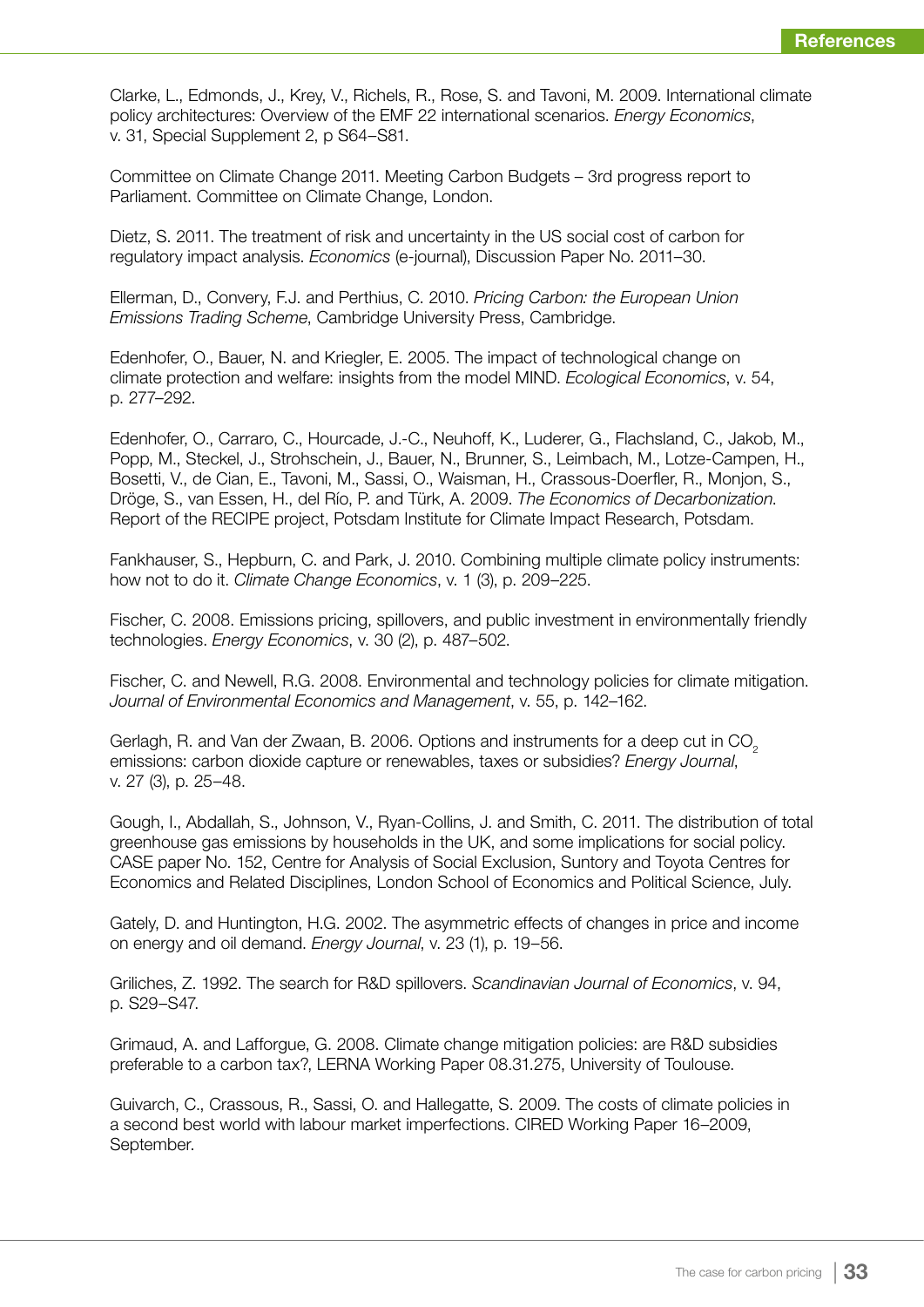Clarke, L., Edmonds, J., Krey, V., Richels, R., Rose, S. and Tavoni, M. 2009. International climate policy architectures: Overview of the EMF 22 international scenarios. *Energy Economics*, v. 31, Special Supplement 2, p S64–S81.

Committee on Climate Change 2011. Meeting Carbon Budgets – 3rd progress report to Parliament. Committee on Climate Change, London.

Dietz, S. 2011. The treatment of risk and uncertainty in the US social cost of carbon for regulatory impact analysis. *Economics* (e-journal), Discussion Paper No. 2011–30.

Ellerman, D., Convery, F.J. and Perthius, C. 2010. *Pricing Carbon: the European Union Emissions Trading Scheme*, Cambridge University Press, Cambridge.

Edenhofer, O., Bauer, N. and Kriegler, E. 2005. The impact of technological change on climate protection and welfare: insights from the model MIND. *Ecological Economics*, v. 54, p. 277–292.

Edenhofer, O., Carraro, C., Hourcade, J.-C., Neuhoff, K., Luderer, G., Flachsland, C., Jakob, M., Popp, M., Steckel, J., Strohschein, J., Bauer, N., Brunner, S., Leimbach, M., Lotze-Campen, H., Bosetti, V., de Cian, E., Tavoni, M., Sassi, O., Waisman, H., Crassous-Doerfler, R., Monjon, S., Dröge, S., van Essen, H., del Río, P. and Türk, A. 2009. *The Economics of Decarbonization*. Report of the RECIPE project, Potsdam Institute for Climate Impact Research, Potsdam.

Fankhauser, S., Hepburn, C. and Park, J. 2010. Combining multiple climate policy instruments: how not to do it. *Climate Change Economics*, v. 1 (3), p. 209–225.

Fischer, C. 2008. Emissions pricing, spillovers, and public investment in environmentally friendly technologies. *Energy Economics*, v. 30 (2), p. 487–502.

Fischer, C. and Newell, R.G. 2008. Environmental and technology policies for climate mitigation. *Journal of Environmental Economics and Management*, v. 55, p. 142–162.

Gerlagh, R. and Van der Zwaan, B. 2006. Options and instruments for a deep cut in $CO_2$ emissions: carbon dioxide capture or renewables, taxes or subsidies? *Energy Journal*, v. 27 (3), p. 25–48.

Gough, I., Abdallah, S., Johnson, V., Ryan-Collins, J. and Smith, C. 2011. The distribution of total greenhouse gas emissions by households in the UK, and some implications for social policy. CASE paper No. 152, Centre for Analysis of Social Exclusion, Suntory and Toyota Centres for Economics and Related Disciplines, London School of Economics and Political Science, July.

Gately, D. and Huntington, H.G. 2002. The asymmetric effects of changes in price and income on energy and oil demand. *Energy Journal*, v. 23 (1), p. 19–56.

Griliches, Z. 1992. The search for R&D spillovers. *Scandinavian Journal of Economics*, v. 94, p. S29–S47.

Grimaud, A. and Lafforgue, G. 2008. Climate change mitigation policies: are R&D subsidies preferable to a carbon tax?, LERNA Working Paper 08.31.275, University of Toulouse.

Guivarch, C., Crassous, R., Sassi, O. and Hallegatte, S. 2009. The costs of climate policies in a second best world with labour market imperfections. CIRED Working Paper 16–2009, September.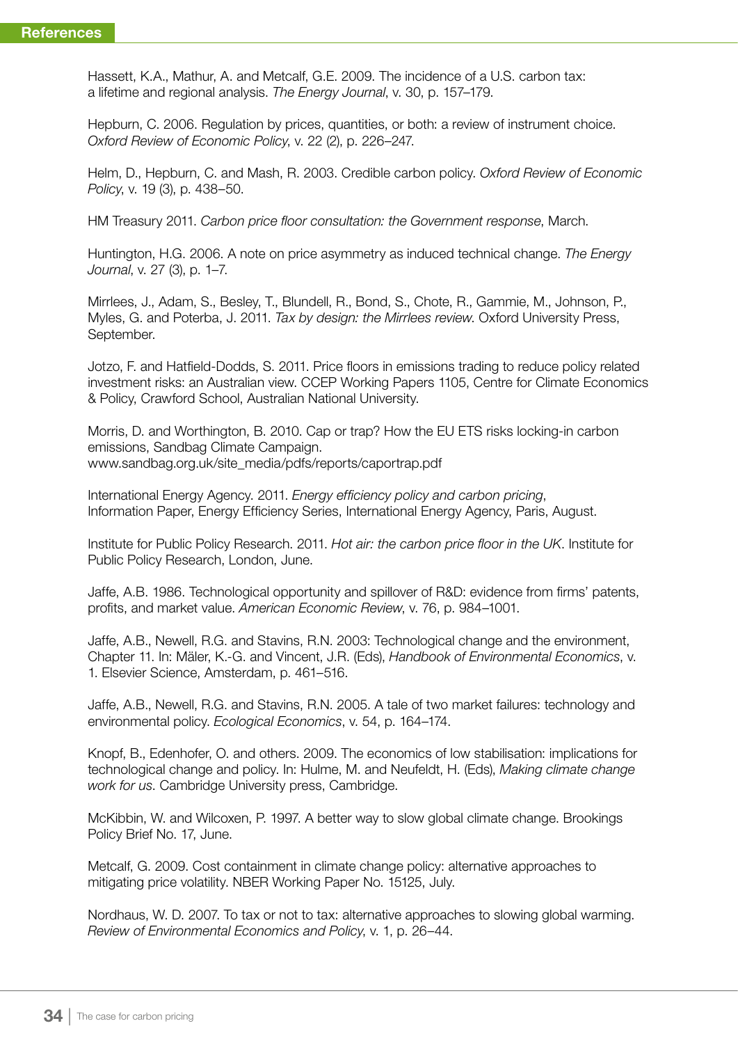## References

Hassett, K.A., Mathur, A. and Metcalf, G.E. 2009. The incidence of a U.S. carbon tax: a lifetime and regional analysis. *The Energy Journal*, v. 30, p. 157–179.

Hepburn, C. 2006. Regulation by prices, quantities, or both: a review of instrument choice. *Oxford Review of Economic Policy*, v. 22 (2), p. 226–247.

Helm, D., Hepburn, C. and Mash, R. 2003. Credible carbon policy. *Oxford Review of Economic Policy*, v. 19 (3), p. 438–50.

HM Treasury 2011. *Carbon price floor consultation: the Government response*, March.

Huntington, H.G. 2006. A note on price asymmetry as induced technical change. *The Energy Journal*, v. 27 (3), p. 1–7.

Mirrlees, J., Adam, S., Besley, T., Blundell, R., Bond, S., Chote, R., Gammie, M., Johnson, P., Myles, G. and Poterba, J. 2011. *Tax by design: the Mirrlees review*. Oxford University Press, September.

Jotzo, F. and Hatfield-Dodds, S. 2011. Price floors in emissions trading to reduce policy related investment risks: an Australian view. CCEP Working Papers 1105, Centre for Climate Economics & Policy, Crawford School, Australian National University.

Morris, D. and Worthington, B. 2010. Cap or trap? How the EU ETS risks locking-in carbon emissions, Sandbag Climate Campaign. www.sandbag.org.uk/site_media/pdfs/reports/caportrap.pdf

International Energy Agency. 2011. *Energy efficiency policy and carbon pricing*, Information Paper, Energy Efficiency Series, International Energy Agency, Paris, August.

Institute for Public Policy Research. 2011. *Hot air: the carbon price floor in the UK*. Institute for Public Policy Research, London, June.

Jaffe, A.B. 1986. Technological opportunity and spillover of R&D: evidence from firms' patents, profits, and market value. *American Economic Review*, v. 76, p. 984–1001.

Jaffe, A.B., Newell, R.G. and Stavins, R.N. 2003: Technological change and the environment, Chapter 11. In: Mäler, K.-G. and Vincent, J.R. (Eds), *Handbook of Environmental Economics*, v. 1. Elsevier Science, Amsterdam, p. 461–516.

Jaffe, A.B., Newell, R.G. and Stavins, R.N. 2005. A tale of two market failures: technology and environmental policy. *Ecological Economics*, v. 54, p. 164–174.

Knopf, B., Edenhofer, O. and others. 2009. The economics of low stabilisation: implications for technological change and policy. In: Hulme, M. and Neufeldt, H. (Eds), *Making climate change work for us*. Cambridge University press, Cambridge.

McKibbin, W. and Wilcoxen, P. 1997. A better way to slow global climate change. Brookings Policy Brief No. 17, June.

Metcalf, G. 2009. Cost containment in climate change policy: alternative approaches to mitigating price volatility. NBER Working Paper No. 15125, July.

Nordhaus, W. D. 2007. To tax or not to tax: alternative approaches to slowing global warming. *Review of Environmental Economics and Policy*, v. 1, p. 26–44.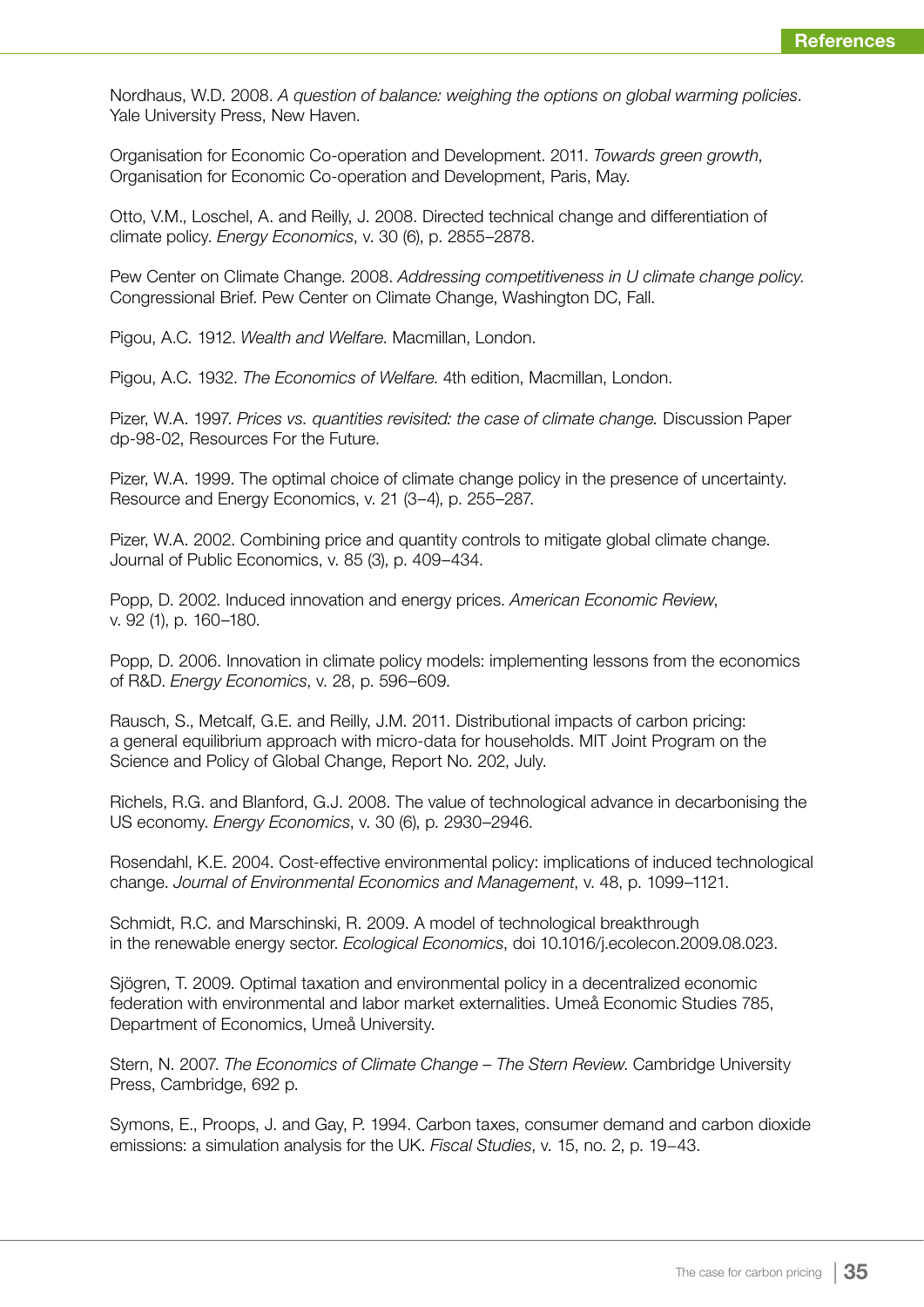Nordhaus, W.D. 2008. *A question of balance: weighing the options on global warming policies*. Yale University Press, New Haven.

Organisation for Economic Co-operation and Development. 2011. *Towards green growth*, Organisation for Economic Co-operation and Development, Paris, May.

Otto, V.M., Loschel, A. and Reilly, J. 2008. Directed technical change and differentiation of climate policy. *Energy Economics*, v. 30 (6), p. 2855–2878.

Pew Center on Climate Change. 2008. *Addressing competitiveness in U climate change policy*. Congressional Brief. Pew Center on Climate Change, Washington DC, Fall.

Pigou, A.C. 1912. *Wealth and Welfare*. Macmillan, London.

Pigou, A.C. 1932. *The Economics of Welfare*. 4th edition, Macmillan, London.

Pizer, W.A. 1997. *Prices vs. quantities revisited: the case of climate change.* Discussion Paper dp-98-02, Resources For the Future.

Pizer, W.A. 1999. The optimal choice of climate change policy in the presence of uncertainty. Resource and Energy Economics, v. 21 (3–4), p. 255–287.

Pizer, W.A. 2002. Combining price and quantity controls to mitigate global climate change. Journal of Public Economics, v. 85 (3), p. 409–434.

Popp, D. 2002. Induced innovation and energy prices. *American Economic Review*, v. 92 (1), p. 160–180.

Popp, D. 2006. Innovation in climate policy models: implementing lessons from the economics of R&D. *Energy Economics*, v. 28, p. 596–609.

Rausch, S., Metcalf, G.E. and Reilly, J.M. 2011. Distributional impacts of carbon pricing: a general equilibrium approach with micro-data for households. MIT Joint Program on the Science and Policy of Global Change, Report No. 202, July.

Richels, R.G. and Blanford, G.J. 2008. The value of technological advance in decarbonising the US economy. *Energy Economics*, v. 30 (6), p. 2930–2946.

Rosendahl, K.E. 2004. Cost-effective environmental policy: implications of induced technological change. *Journal of Environmental Economics and Management*, v. 48, p. 1099–1121.

Schmidt, R.C. and Marschinski, R. 2009. A model of technological breakthrough in the renewable energy sector. *Ecological Economics*, doi 10.1016/j.ecolecon.2009.08.023.

Sjögren, T. 2009. Optimal taxation and environmental policy in a decentralized economic federation with environmental and labor market externalities. Umeå Economic Studies 785, Department of Economics, Umeå University.

Stern, N. 2007. *The Economics of Climate Change – The Stern Review*. Cambridge University Press, Cambridge, 692 p.

Symons, E., Proops, J. and Gay, P. 1994. Carbon taxes, consumer demand and carbon dioxide emissions: a simulation analysis for the UK. *Fiscal Studies*, v. 15, no. 2, p. 19–43.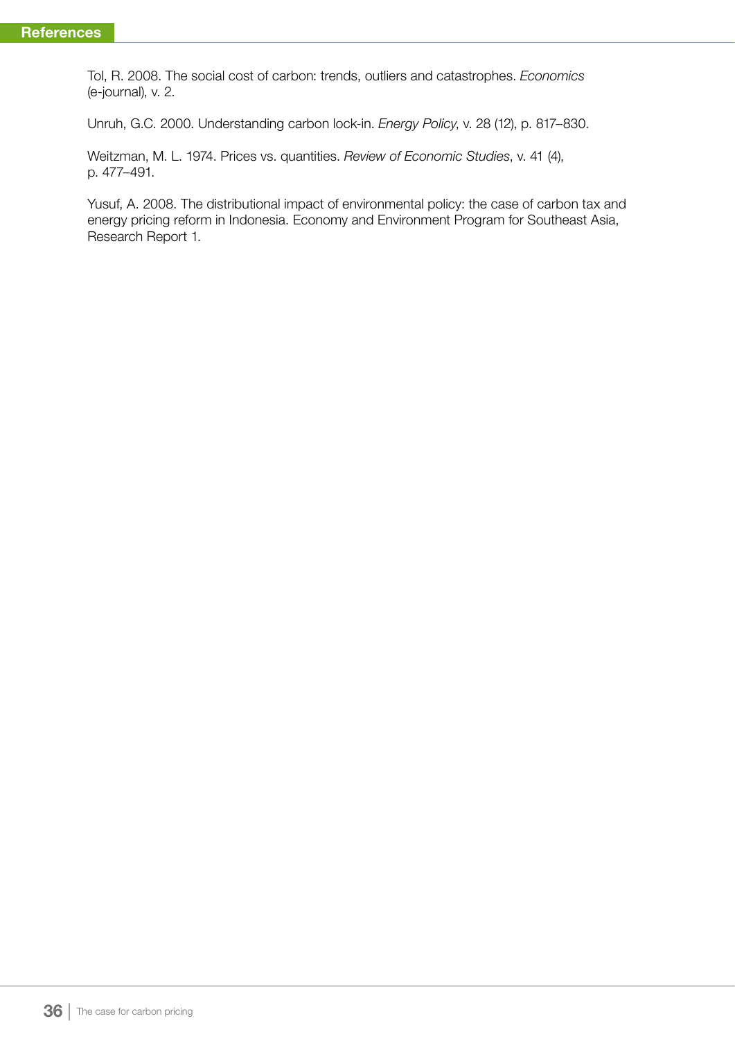Tol, R. 2008. The social cost of carbon: trends, outliers and catastrophes. *Economics* (e-journal), v. 2.

Unruh, G.C. 2000. Understanding carbon lock-in. *Energy Policy*, v. 28 (12), p. 817–830.

Weitzman, M. L. 1974. Prices vs. quantities. *Review of Economic Studies*, v. 41 (4), p. 477–491.

Yusuf, A. 2008. The distributional impact of environmental policy: the case of carbon tax and energy pricing reform in Indonesia. Economy and Environment Program for Southeast Asia, Research Report 1.